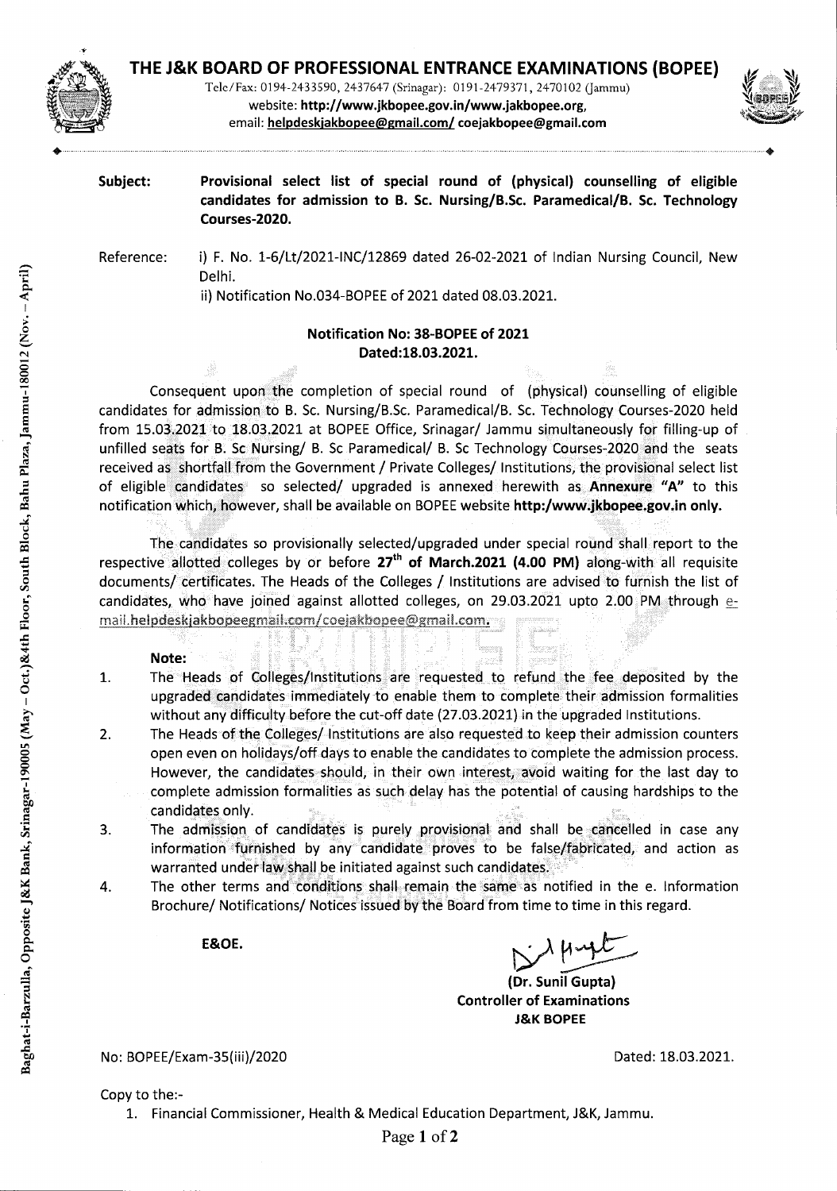# THE J&K BOARD OF PROFESSIONAL ENTRANCE EXAMINATIONS (BOPEE)

Tele/Fax: 0194-2433590, 2437647 (Srinagar): 0191-2479371, 2470102 (Jammu)
website: **http://www.jkbopee.gov.in/www.jakbopee.org**,
email: **helpdeskjakbopee@gmail.com/ coejakbopee@gmail.com**

Baghat-i-Barzulla, Opposite J&K Bank, Srinagar-190005 (May – Oct.)&4th Floor, South Block, Bahu Plaza, Jammu-180012 (Nov. – April)

**Subject:** **Provisional select list of special round of (physical) counselling of eligible candidates for admission to B. Sc. Nursing/B.Sc. Paramedical/B. Sc. Technology Courses-2020.**

Reference: i) F. No. 1-6/Lt/2021-INC/12869 dated 26-02-2021 of Indian Nursing Council, New Delhi.
ii) Notification No.034-BOPEE of 2021 dated 08.03.2021.

**Notification No: 38-BOPEE of 2021**
**Dated:18.03.2021.**

Consequent upon the completion of special round of (physical) counselling of eligible candidates for admission to B. Sc. Nursing/B.Sc. Paramedical/B. Sc. Technology Courses-2020 held from 15.03.2021 to 18.03.2021 at BOPEE Office, Srinagar/ Jammu simultaneously for filling-up of unfilled seats for B. Sc Nursing/ B. Sc Paramedical/ B. Sc Technology Courses-2020 and the seats received as shortfall from the Government / Private Colleges/ Institutions, the provisional select list of eligible candidates so selected/ upgraded is annexed herewith as **Annexure "A"** to this notification which, however, shall be available on BOPEE website **http:/www.jkbopee.gov.in only.**

The candidates so provisionally selected/upgraded under special round shall report to the respective allotted colleges by or before **27th of March.2021 (4.00 PM)** along-with all requisite documents/ certificates. The Heads of the Colleges / Institutions are advised to furnish the list of candidates, who have joined against allotted colleges, on 29.03.2021 upto 2.00 PM through e-mail.helpdeskjakbopeegmail.com/coejakbopee@gmail.com.

**Note:**

1. The Heads of Colleges/Institutions are requested to refund the fee deposited by the upgraded candidates immediately to enable them to complete their admission formalities without any difficulty before the cut-off date (27.03.2021) in the upgraded Institutions.
2. The Heads of the Colleges/ Institutions are also requested to keep their admission counters open even on holidays/off days to enable the candidates to complete the admission process. However, the candidates should, in their own interest, avoid waiting for the last day to complete admission formalities as such delay has the potential of causing hardships to the candidates only.
3. The admission of candidates is purely provisional and shall be cancelled in case any information furnished by any candidate proves to be false/fabricated, and action as warranted under law shall be initiated against such candidates.
4. The other terms and conditions shall remain the same as notified in the e. Information Brochure/ Notifications/ Notices issued by the Board from time to time in this regard.

**E&OE.**

**(Dr. Sunil Gupta)**
**Controller of Examinations**
**J&K BOPEE**

No: BOPEE/Exam-35(iii)/2020 Dated: 18.03.2021.

Copy to the:-

1. Financial Commissioner, Health & Medical Education Department, J&K, Jammu.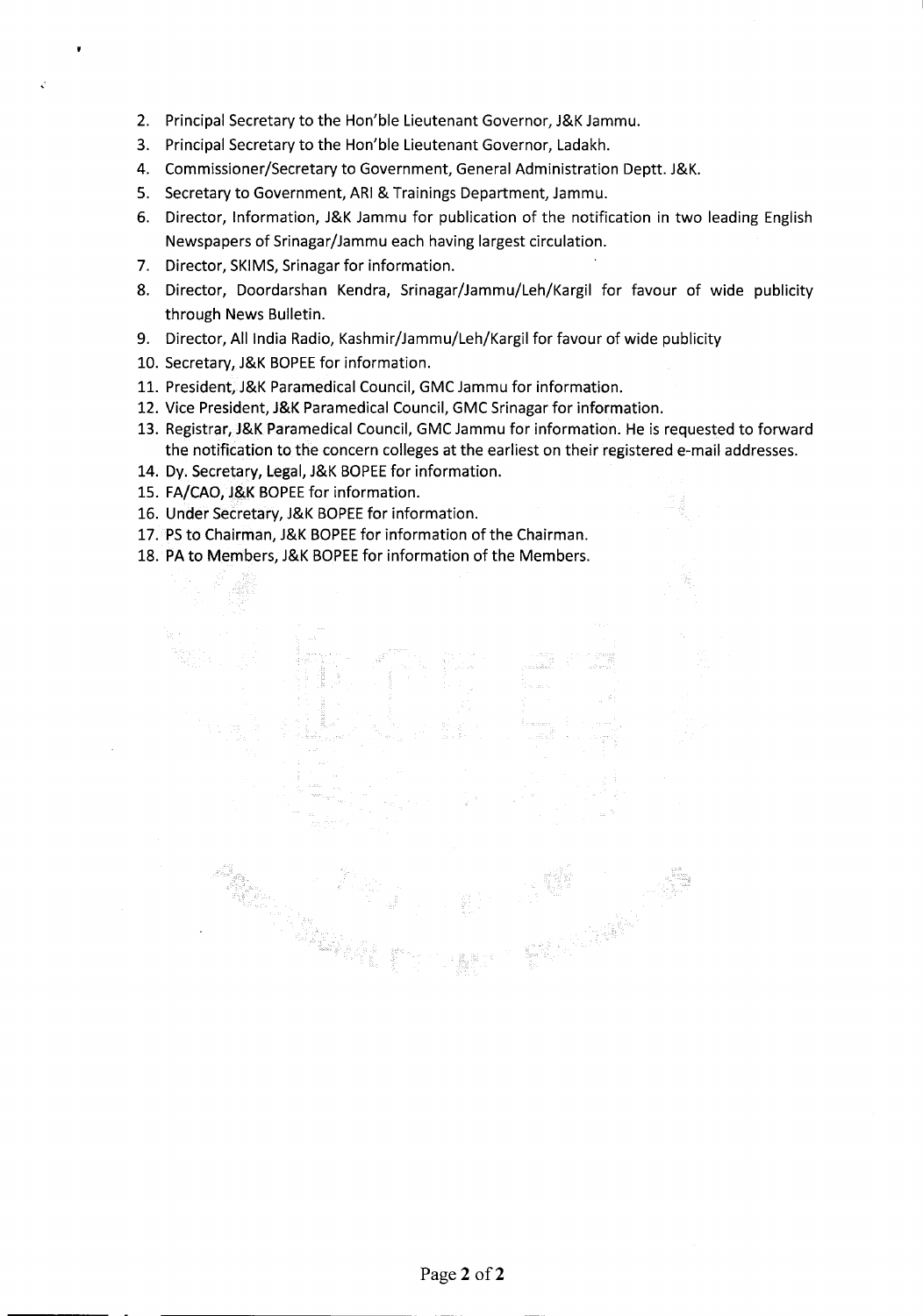2. Principal Secretary to the Hon'ble Lieutenant Governor, J&K Jammu.
3. Principal Secretary to the Hon'ble Lieutenant Governor, Ladakh.
4. Commissioner/Secretary to Government, General Administration Deptt. J&K.
5. Secretary to Government, ARI & Trainings Department, Jammu.
6. Director, Information, J&K Jammu for publication of the notification in two leading English Newspapers of Srinagar/Jammu each having largest circulation.
7. Director, SKIMS, Srinagar for information.
8. Director, Doordarshan Kendra, Srinagar/Jammu/Leh/Kargil for favour of wide publicity through News Bulletin.
9. Director, All India Radio, Kashmir/Jammu/Leh/Kargil for favour of wide publicity
10. Secretary, J&K BOPEE for information.
11. President, J&K Paramedical Council, GMC Jammu for information.
12. Vice President, J&K Paramedical Council, GMC Srinagar for information.
13. Registrar, J&K Paramedical Council, GMC Jammu for information. He is requested to forward the notification to the concern colleges at the earliest on their registered e-mail addresses.
14. Dy. Secretary, Legal, J&K BOPEE for information.
15. FA/CAO, J&K BOPEE for information.
16. Under Secretary, J&K BOPEE for information.
17. PS to Chairman, J&K BOPEE for information of the Chairman.
18. PA to Members, J&K BOPEE for information of the Members.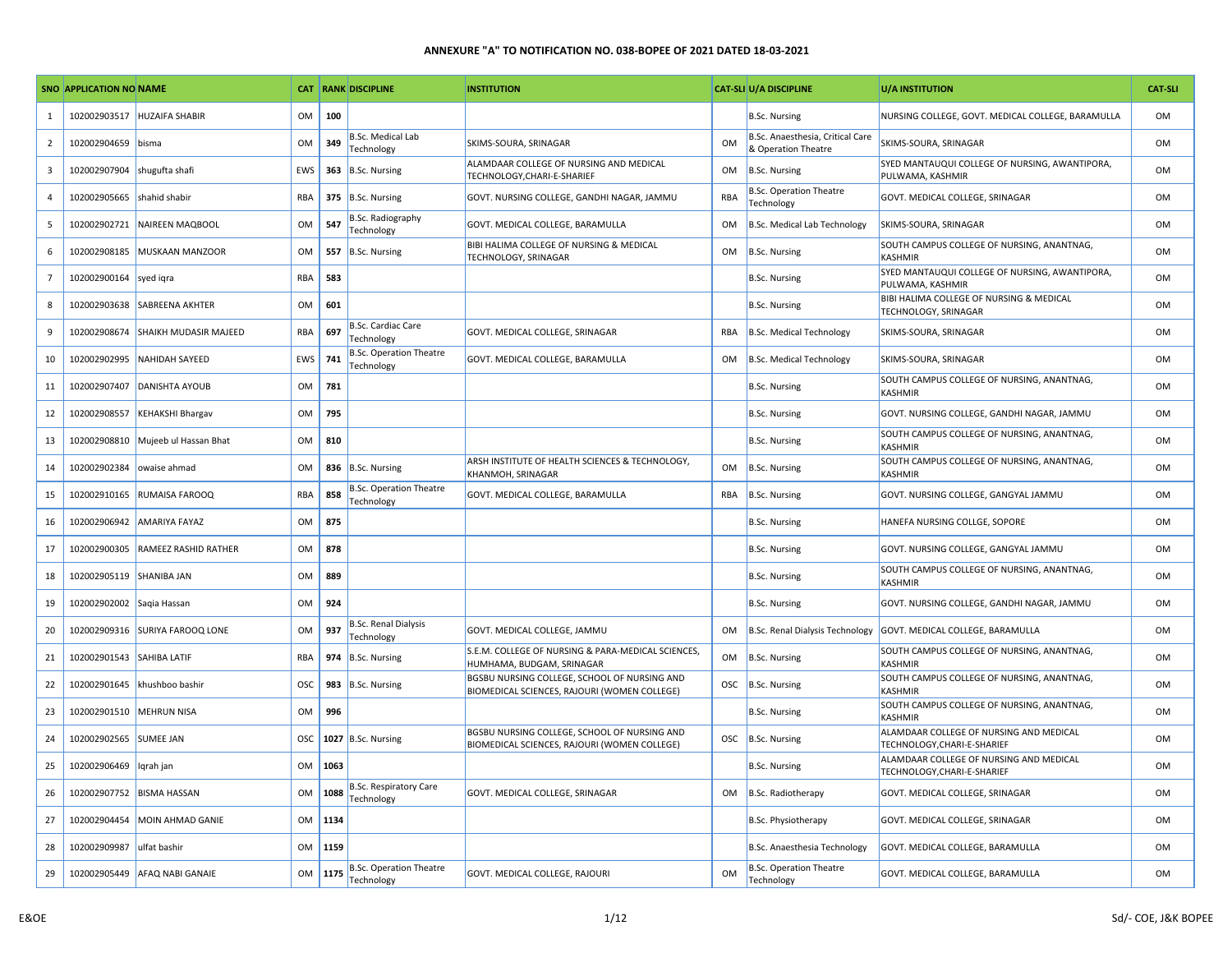**ANNEXURE "A" TO NOTIFICATION NO. 038-BOPEE OF 2021 DATED 18-03-2021**

| SNO | APPLICATION NO | NAME | CAT | RANK | DISCIPLINE | INSTITUTION | CAT-SLI | U/A DISCIPLINE | U/A INSTITUTION | CAT-SLI |
|---|---|---|---|---|---|---|---|---|---|---|
| 1 | 102002903517 | HUZAIFA SHABIR | OM | 100 | | | | B.Sc. Nursing | NURSING COLLEGE, GOVT. MEDICAL COLLEGE, BARAMULLA | OM |
| 2 | 102002904659 | bisma | OM | 349 | B.Sc. Medical Lab Technology | SKIMS-SOURA, SRINAGAR | OM | B.Sc. Anaesthesia, Critical Care & Operation Theatre | SKIMS-SOURA, SRINAGAR | OM |
| 3 | 102002907904 | shugufta shafi | EWS | 363 | B.Sc. Nursing | ALAMDAAR COLLEGE OF NURSING AND MEDICAL TECHNOLOGY,CHARI-E-SHARIEF | OM | B.Sc. Nursing | SYED MANTAUQUI COLLEGE OF NURSING, AWANTIPORA, PULWAMA, KASHMIR | OM |
| 4 | 102002905665 | shahid shabir | RBA | 375 | B.Sc. Nursing | GOVT. NURSING COLLEGE, GANDHI NAGAR, JAMMU | RBA | B.Sc. Operation Theatre Technology | GOVT. MEDICAL COLLEGE, SRINAGAR | OM |
| 5 | 102002902721 | NAIREEN MAQBOOL | OM | 547 | B.Sc. Radiography Technology | GOVT. MEDICAL COLLEGE, BARAMULLA | OM | B.Sc. Medical Lab Technology | SKIMS-SOURA, SRINAGAR | OM |
| 6 | 102002908185 | MUSKAAN MANZOOR | OM | 557 | B.Sc. Nursing | BIBI HALIMA COLLEGE OF NURSING & MEDICAL TECHNOLOGY, SRINAGAR | OM | B.Sc. Nursing | SOUTH CAMPUS COLLEGE OF NURSING, ANANTNAG, KASHMIR | OM |
| 7 | 102002900164 | syed iqra | RBA | 583 | | | | B.Sc. Nursing | SYED MANTAUQUI COLLEGE OF NURSING, AWANTIPORA, PULWAMA, KASHMIR | OM |
| 8 | 102002903638 | SABREENA AKHTER | OM | 601 | | | | B.Sc. Nursing | BIBI HALIMA COLLEGE OF NURSING & MEDICAL TECHNOLOGY, SRINAGAR | OM |
| 9 | 102002908674 | SHAIKH MUDASIR MAJEED | RBA | 697 | B.Sc. Cardiac Care Technology | GOVT. MEDICAL COLLEGE, SRINAGAR | RBA | B.Sc. Medical Technology | SKIMS-SOURA, SRINAGAR | OM |
| 10 | 102002902995 | NAHIDAH SAYEED | EWS | 741 | B.Sc. Operation Theatre Technology | GOVT. MEDICAL COLLEGE, BARAMULLA | OM | B.Sc. Medical Technology | SKIMS-SOURA, SRINAGAR | OM |
| 11 | 102002907407 | DANISHTA AYOUB | OM | 781 | | | | B.Sc. Nursing | SOUTH CAMPUS COLLEGE OF NURSING, ANANTNAG, KASHMIR | OM |
| 12 | 102002908557 | KEHAKSHI Bhargav | OM | 795 | | | | B.Sc. Nursing | GOVT. NURSING COLLEGE, GANDHI NAGAR, JAMMU | OM |
| 13 | 102002908810 | Mujeeb ul Hassan Bhat | OM | 810 | | | | B.Sc. Nursing | SOUTH CAMPUS COLLEGE OF NURSING, ANANTNAG, KASHMIR | OM |
| 14 | 102002902384 | owaise ahmad | OM | 836 | B.Sc. Nursing | ARSH INSTITUTE OF HEALTH SCIENCES & TECHNOLOGY, KHANMOH, SRINAGAR | OM | B.Sc. Nursing | SOUTH CAMPUS COLLEGE OF NURSING, ANANTNAG, KASHMIR | OM |
| 15 | 102002910165 | RUMAISA FAROOQ | RBA | 858 | B.Sc. Operation Theatre Technology | GOVT. MEDICAL COLLEGE, BARAMULLA | RBA | B.Sc. Nursing | GOVT. NURSING COLLEGE, GANGYAL JAMMU | OM |
| 16 | 102002906942 | AMARIYA FAYAZ | OM | 875 | | | | B.Sc. Nursing | HANEFA NURSING COLLGE, SOPORE | OM |
| 17 | 102002900305 | RAMEEZ RASHID RATHER | OM | 878 | | | | B.Sc. Nursing | GOVT. NURSING COLLEGE, GANGYAL JAMMU | OM |
| 18 | 102002905119 | SHANIBA JAN | OM | 889 | | | | B.Sc. Nursing | SOUTH CAMPUS COLLEGE OF NURSING, ANANTNAG, KASHMIR | OM |
| 19 | 102002902002 | Saqia Hassan | OM | 924 | | | | B.Sc. Nursing | GOVT. NURSING COLLEGE, GANDHI NAGAR, JAMMU | OM |
| 20 | 102002909316 | SURIYA FAROOQ LONE | OM | 937 | B.Sc. Renal Dialysis Technology | GOVT. MEDICAL COLLEGE, JAMMU | OM | B.Sc. Renal Dialysis Technology | GOVT. MEDICAL COLLEGE, BARAMULLA | OM |
| 21 | 102002901543 | SAHIBA LATIF | RBA | 974 | B.Sc. Nursing | S.E.M. COLLEGE OF NURSING & PARA-MEDICAL SCIENCES, HUMHAMA, BUDGAM, SRINAGAR | OM | B.Sc. Nursing | SOUTH CAMPUS COLLEGE OF NURSING, ANANTNAG, KASHMIR | OM |
| 22 | 102002901645 | khushboo bashir | OSC | 983 | B.Sc. Nursing | BGSBU NURSING COLLEGE, SCHOOL OF NURSING AND BIOMEDICAL SCIENCES, RAJOURI (WOMEN COLLEGE) | OSC | B.Sc. Nursing | SOUTH CAMPUS COLLEGE OF NURSING, ANANTNAG, KASHMIR | OM |
| 23 | 102002901510 | MEHRUN NISA | OM | 996 | | | | B.Sc. Nursing | SOUTH CAMPUS COLLEGE OF NURSING, ANANTNAG, KASHMIR | OM |
| 24 | 102002902565 | SUMEE JAN | OSC | 1027 | B.Sc. Nursing | BGSBU NURSING COLLEGE, SCHOOL OF NURSING AND BIOMEDICAL SCIENCES, RAJOURI (WOMEN COLLEGE) | OSC | B.Sc. Nursing | ALAMDAAR COLLEGE OF NURSING AND MEDICAL TECHNOLOGY,CHARI-E-SHARIEF | OM |
| 25 | 102002906469 | Iqrah jan | OM | 1063 | | | | B.Sc. Nursing | ALAMDAAR COLLEGE OF NURSING AND MEDICAL TECHNOLOGY,CHARI-E-SHARIEF | OM |
| 26 | 102002907752 | BISMA HASSAN | OM | 1088 | B.Sc. Respiratory Care Technology | GOVT. MEDICAL COLLEGE, SRINAGAR | OM | B.Sc. Radiotherapy | GOVT. MEDICAL COLLEGE, SRINAGAR | OM |
| 27 | 102002904454 | MOIN AHMAD GANIE | OM | 1134 | | | | B.Sc. Physiotherapy | GOVT. MEDICAL COLLEGE, SRINAGAR | OM |
| 28 | 102002909987 | ulfat bashir | OM | 1159 | | | | B.Sc. Anaesthesia Technology | GOVT. MEDICAL COLLEGE, BARAMULLA | OM |
| 29 | 102002905449 | AFAQ NABI GANAIE | OM | 1175 | B.Sc. Operation Theatre Technology | GOVT. MEDICAL COLLEGE, RAJOURI | OM | B.Sc. Operation Theatre Technology | GOVT. MEDICAL COLLEGE, BARAMULLA | OM |

E&OE

Sd/- COE, J&K BOPEE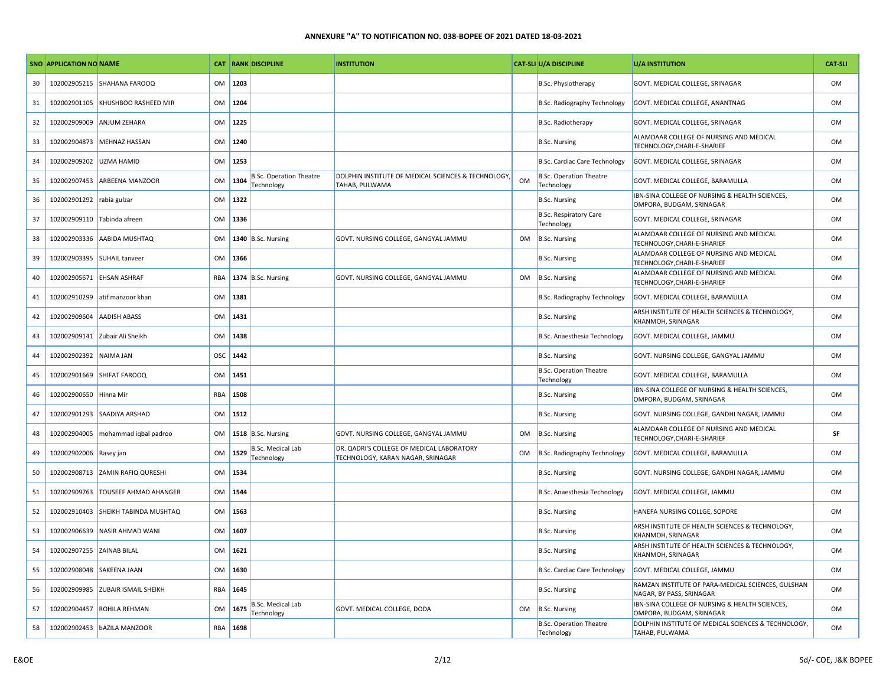#### ANNEXURE "A" TO NOTIFICATION NO. 038-BOPEE OF 2021 DATED 18-03-2021

| SNO | APPLICATION NO | NAME | CAT | RANK | DISCIPLINE | INSTITUTION | CAT-SLI | U/A DISCIPLINE | U/A INSTITUTION | CAT-SLI |
|---|---|---|---|---|---|---|---|---|---|---|
| 30 | 102002905215 | SHAHANA FAROOQ | OM | 1203 | | | | B.Sc. Physiotherapy | GOVT. MEDICAL COLLEGE, SRINAGAR | OM |
| 31 | 102002901105 | KHUSHBOO RASHEED MIR | OM | 1204 | | | | B.Sc. Radiography Technology | GOVT. MEDICAL COLLEGE, ANANTNAG | OM |
| 32 | 102002909009 | ANJUM ZEHARA | OM | 1225 | | | | B.Sc. Radiotherapy | GOVT. MEDICAL COLLEGE, SRINAGAR | OM |
| 33 | 102002904873 | MEHNAZ HASSAN | OM | 1240 | | | | B.Sc. Nursing | ALAMDAAR COLLEGE OF NURSING AND MEDICAL TECHNOLOGY,CHARI-E-SHARIEF | OM |
| 34 | 102002909202 | UZMA HAMID | OM | 1253 | | | | B.Sc. Cardiac Care Technology | GOVT. MEDICAL COLLEGE, SRINAGAR | OM |
| 35 | 102002907453 | ARBEENA MANZOOR | OM | 1304 | B.Sc. Operation Theatre Technology | DOLPHIN INSTITUTE OF MEDICAL SCIENCES & TECHNOLOGY, TAHAB, PULWAMA | OM | B.Sc. Operation Theatre Technology | GOVT. MEDICAL COLLEGE, BARAMULLA | OM |
| 36 | 102002901292 | rabia gulzar | OM | 1322 | | | | B.Sc. Nursing | IBN-SINA COLLEGE OF NURSING & HEALTH SCIENCES, OMPORA, BUDGAM, SRINAGAR | OM |
| 37 | 102002909110 | Tabinda afreen | OM | 1336 | | | | B.Sc. Respiratory Care Technology | GOVT. MEDICAL COLLEGE, SRINAGAR | OM |
| 38 | 102002903336 | AABIDA MUSHTAQ | OM | 1340 | B.Sc. Nursing | GOVT. NURSING COLLEGE, GANGYAL JAMMU | OM | B.Sc. Nursing | ALAMDAAR COLLEGE OF NURSING AND MEDICAL TECHNOLOGY,CHARI-E-SHARIEF | OM |
| 39 | 102002903395 | SUHAIL tanveer | OM | 1366 | | | | B.Sc. Nursing | ALAMDAAR COLLEGE OF NURSING AND MEDICAL TECHNOLOGY,CHARI-E-SHARIEF | OM |
| 40 | 102002905671 | EHSAN ASHRAF | RBA | 1374 | B.Sc. Nursing | GOVT. NURSING COLLEGE, GANGYAL JAMMU | OM | B.Sc. Nursing | ALAMDAAR COLLEGE OF NURSING AND MEDICAL TECHNOLOGY,CHARI-E-SHARIEF | OM |
| 41 | 102002910299 | atif manzoor khan | OM | 1381 | | | | B.Sc. Radiography Technology | GOVT. MEDICAL COLLEGE, BARAMULLA | OM |
| 42 | 102002909604 | AADISH ABASS | OM | 1431 | | | | B.Sc. Nursing | ARSH INSTITUTE OF HEALTH SCIENCES & TECHNOLOGY, KHANMOH, SRINAGAR | OM |
| 43 | 102002909141 | Zubair Ali Sheikh | OM | 1438 | | | | B.Sc. Anaesthesia Technology | GOVT. MEDICAL COLLEGE, JAMMU | OM |
| 44 | 102002902392 | NAIMA JAN | OSC | 1442 | | | | B.Sc. Nursing | GOVT. NURSING COLLEGE, GANGYAL JAMMU | OM |
| 45 | 102002901669 | SHIFAT FAROOQ | OM | 1451 | | | | B.Sc. Operation Theatre Technology | GOVT. MEDICAL COLLEGE, BARAMULLA | OM |
| 46 | 102002900650 | Hinna Mir | RBA | 1508 | | | | B.Sc. Nursing | IBN-SINA COLLEGE OF NURSING & HEALTH SCIENCES, OMPORA, BUDGAM, SRINAGAR | OM |
| 47 | 102002901293 | SAADIYA ARSHAD | OM | 1512 | | | | B.Sc. Nursing | GOVT. NURSING COLLEGE, GANDHI NAGAR, JAMMU | OM |
| 48 | 102002904005 | mohammad iqbal padroo | OM | 1518 | B.Sc. Nursing | GOVT. NURSING COLLEGE, GANGYAL JAMMU | OM | B.Sc. Nursing | ALAMDAAR COLLEGE OF NURSING AND MEDICAL TECHNOLOGY,CHARI-E-SHARIEF | SF |
| 49 | 102002902006 | Rasey jan | OM | 1529 | B.Sc. Medical Lab Technology | DR. QADRI'S COLLEGE OF MEDICAL LABORATORY TECHNOLOGY, KARAN NAGAR, SRINAGAR | OM | B.Sc. Radiography Technology | GOVT. MEDICAL COLLEGE, BARAMULLA | OM |
| 50 | 102002908713 | ZAMIN RAFIQ QURESHI | OM | 1534 | | | | B.Sc. Nursing | GOVT. NURSING COLLEGE, GANDHI NAGAR, JAMMU | OM |
| 51 | 102002909763 | TOUSEEF AHMAD AHANGER | OM | 1544 | | | | B.Sc. Anaesthesia Technology | GOVT. MEDICAL COLLEGE, JAMMU | OM |
| 52 | 102002910403 | SHEIKH TABINDA MUSHTAQ | OM | 1563 | | | | B.Sc. Nursing | HANEFA NURSING COLLGE, SOPORE | OM |
| 53 | 102002906639 | NASIR AHMAD WANI | OM | 1607 | | | | B.Sc. Nursing | ARSH INSTITUTE OF HEALTH SCIENCES & TECHNOLOGY, KHANMOH, SRINAGAR | OM |
| 54 | 102002907255 | ZAINAB BILAL | OM | 1621 | | | | B.Sc. Nursing | ARSH INSTITUTE OF HEALTH SCIENCES & TECHNOLOGY, KHANMOH, SRINAGAR | OM |
| 55 | 102002908048 | SAKEENA JAAN | OM | 1630 | | | | B.Sc. Cardiac Care Technology | GOVT. MEDICAL COLLEGE, JAMMU | OM |
| 56 | 102002909985 | ZUBAIR ISMAIL SHEIKH | RBA | 1645 | | | | B.Sc. Nursing | RAMZAN INSTITUTE OF PARA-MEDICAL SCIENCES, GULSHAN NAGAR, BY PASS, SRINAGAR | OM |
| 57 | 102002904457 | ROHILA REHMAN | OM | 1675 | B.Sc. Medical Lab Technology | GOVT. MEDICAL COLLEGE, DODA | OM | B.Sc. Nursing | IBN-SINA COLLEGE OF NURSING & HEALTH SCIENCES, OMPORA, BUDGAM, SRINAGAR | OM |
| 58 | 102002902453 | bAZILA MANZOOR | RBA | 1698 | | | | B.Sc. Operation Theatre Technology | DOLPHIN INSTITUTE OF MEDICAL SCIENCES & TECHNOLOGY, TAHAB, PULWAMA | OM |

E&OE

Sd/- COE, J&K BOPEE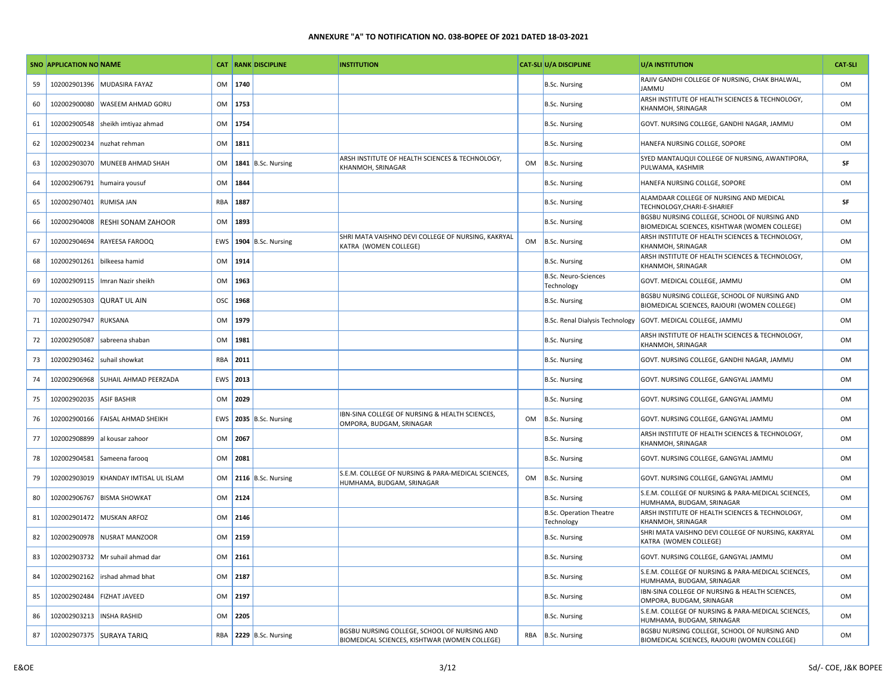**ANNEXURE "A" TO NOTIFICATION NO. 038-BOPEE OF 2021 DATED 18-03-2021**

| SNO | APPLICATION NO | NAME | CAT | RANK | DISCIPLINE | INSTITUTION | CAT-SLI | U/A DISCIPLINE | U/A INSTITUTION | CAT-SLI |
|---|---|---|---|---|---|---|---|---|---|---|
| 59 | 102002901396 | MUDASIRA FAYAZ | OM | 1740 | | | | B.Sc. Nursing | RAJIV GANDHI COLLEGE OF NURSING, CHAK BHALWAL, JAMMU | OM |
| 60 | 102002900080 | WASEEM AHMAD GORU | OM | 1753 | | | | B.Sc. Nursing | ARSH INSTITUTE OF HEALTH SCIENCES & TECHNOLOGY, KHANMOH, SRINAGAR | OM |
| 61 | 102002900548 | sheikh imtiyaz ahmad | OM | 1754 | | | | B.Sc. Nursing | GOVT. NURSING COLLEGE, GANDHI NAGAR, JAMMU | OM |
| 62 | 102002900234 | nuzhat rehman | OM | 1811 | | | | B.Sc. Nursing | HANEFA NURSING COLLGE, SOPORE | OM |
| 63 | 102002903070 | MUNEEB AHMAD SHAH | OM | 1841 | B.Sc. Nursing | ARSH INSTITUTE OF HEALTH SCIENCES & TECHNOLOGY, KHANMOH, SRINAGAR | OM | B.Sc. Nursing | SYED MANTAUQUI COLLEGE OF NURSING, AWANTIPORA, PULWAMA, KASHMIR | SF |
| 64 | 102002906791 | humaira yousuf | OM | 1844 | | | | B.Sc. Nursing | HANEFA NURSING COLLGE, SOPORE | OM |
| 65 | 102002907401 | RUMISA JAN | RBA | 1887 | | | | B.Sc. Nursing | ALAMDAAR COLLEGE OF NURSING AND MEDICAL TECHNOLOGY,CHARI-E-SHARIEF | SF |
| 66 | 102002904008 | RESHI SONAM ZAHOOR | OM | 1893 | | | | B.Sc. Nursing | BGSBU NURSING COLLEGE, SCHOOL OF NURSING AND BIOMEDICAL SCIENCES, KISHTWAR (WOMEN COLLEGE) | OM |
| 67 | 102002904694 | RAYEESA FAROOQ | EWS | 1904 | B.Sc. Nursing | SHRI MATA VAISHNO DEVI COLLEGE OF NURSING, KAKRYAL KATRA (WOMEN COLLEGE) | OM | B.Sc. Nursing | ARSH INSTITUTE OF HEALTH SCIENCES & TECHNOLOGY, KHANMOH, SRINAGAR | OM |
| 68 | 102002901261 | bilkeesa hamid | OM | 1914 | | | | B.Sc. Nursing | ARSH INSTITUTE OF HEALTH SCIENCES & TECHNOLOGY, KHANMOH, SRINAGAR | OM |
| 69 | 102002909115 | Imran Nazir sheikh | OM | 1963 | | | | B.Sc. Neuro-Sciences Technology | GOVT. MEDICAL COLLEGE, JAMMU | OM |
| 70 | 102002905303 | QURAT UL AIN | OSC | 1968 | | | | B.Sc. Nursing | BGSBU NURSING COLLEGE, SCHOOL OF NURSING AND BIOMEDICAL SCIENCES, RAJOURI (WOMEN COLLEGE) | OM |
| 71 | 102002907947 | RUKSANA | OM | 1979 | | | | B.Sc. Renal Dialysis Technology | GOVT. MEDICAL COLLEGE, JAMMU | OM |
| 72 | 102002905087 | sabreena shaban | OM | 1981 | | | | B.Sc. Nursing | ARSH INSTITUTE OF HEALTH SCIENCES & TECHNOLOGY, KHANMOH, SRINAGAR | OM |
| 73 | 102002903462 | suhail showkat | RBA | 2011 | | | | B.Sc. Nursing | GOVT. NURSING COLLEGE, GANDHI NAGAR, JAMMU | OM |
| 74 | 102002906968 | SUHAIL AHMAD PEERZADA | EWS | 2013 | | | | B.Sc. Nursing | GOVT. NURSING COLLEGE, GANGYAL JAMMU | OM |
| 75 | 102002902035 | ASIF BASHIR | OM | 2029 | | | | B.Sc. Nursing | GOVT. NURSING COLLEGE, GANGYAL JAMMU | OM |
| 76 | 102002900166 | FAISAL AHMAD SHEIKH | EWS | 2035 | B.Sc. Nursing | IBN-SINA COLLEGE OF NURSING & HEALTH SCIENCES, OMPORA, BUDGAM, SRINAGAR | OM | B.Sc. Nursing | GOVT. NURSING COLLEGE, GANGYAL JAMMU | OM |
| 77 | 102002908899 | al kousar zahoor | OM | 2067 | | | | B.Sc. Nursing | ARSH INSTITUTE OF HEALTH SCIENCES & TECHNOLOGY, KHANMOH, SRINAGAR | OM |
| 78 | 102002904581 | Sameena farooq | OM | 2081 | | | | B.Sc. Nursing | GOVT. NURSING COLLEGE, GANGYAL JAMMU | OM |
| 79 | 102002903019 | KHANDAY IMTISAL UL ISLAM | OM | 2116 | B.Sc. Nursing | S.E.M. COLLEGE OF NURSING & PARA-MEDICAL SCIENCES, HUMHAMA, BUDGAM, SRINAGAR | OM | B.Sc. Nursing | GOVT. NURSING COLLEGE, GANGYAL JAMMU | OM |
| 80 | 102002906767 | BISMA SHOWKAT | OM | 2124 | | | | B.Sc. Nursing | S.E.M. COLLEGE OF NURSING & PARA-MEDICAL SCIENCES, HUMHAMA, BUDGAM, SRINAGAR | OM |
| 81 | 102002901472 | MUSKAN ARFOZ | OM | 2146 | | | | B.Sc. Operation Theatre Technology | ARSH INSTITUTE OF HEALTH SCIENCES & TECHNOLOGY, KHANMOH, SRINAGAR | OM |
| 82 | 102002900978 | NUSRAT MANZOOR | OM | 2159 | | | | B.Sc. Nursing | SHRI MATA VAISHNO DEVI COLLEGE OF NURSING, KAKRYAL KATRA (WOMEN COLLEGE) | OM |
| 83 | 102002903732 | Mr suhail ahmad dar | OM | 2161 | | | | B.Sc. Nursing | GOVT. NURSING COLLEGE, GANGYAL JAMMU | OM |
| 84 | 102002902162 | irshad ahmad bhat | OM | 2187 | | | | B.Sc. Nursing | S.E.M. COLLEGE OF NURSING & PARA-MEDICAL SCIENCES, HUMHAMA, BUDGAM, SRINAGAR | OM |
| 85 | 102002902484 | FIZHAT JAVEED | OM | 2197 | | | | B.Sc. Nursing | IBN-SINA COLLEGE OF NURSING & HEALTH SCIENCES, OMPORA, BUDGAM, SRINAGAR | OM |
| 86 | 102002903213 | INSHA RASHID | OM | 2205 | | | | B.Sc. Nursing | S.E.M. COLLEGE OF NURSING & PARA-MEDICAL SCIENCES, HUMHAMA, BUDGAM, SRINAGAR | OM |
| 87 | 102002907375 | SURAYA TARIQ | RBA | 2229 | B.Sc. Nursing | BGSBU NURSING COLLEGE, SCHOOL OF NURSING AND BIOMEDICAL SCIENCES, KISHTWAR (WOMEN COLLEGE) | RBA | B.Sc. Nursing | BGSBU NURSING COLLEGE, SCHOOL OF NURSING AND BIOMEDICAL SCIENCES, RAJOURI (WOMEN COLLEGE) | OM |

E&OE

Sd/- COE, J&K BOPEE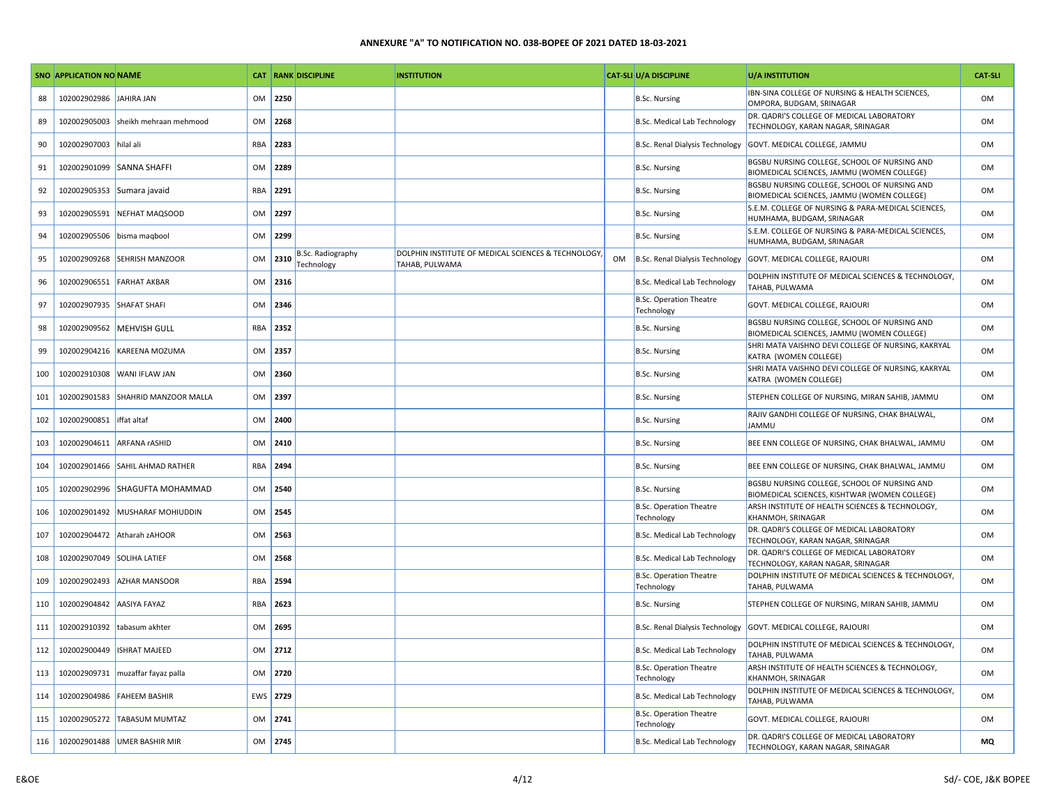**ANNEXURE "A" TO NOTIFICATION NO. 038-BOPEE OF 2021 DATED 18-03-2021**

| SNO | APPLICATION NO | NAME | CAT | RANK | DISCIPLINE | INSTITUTION | CAT-SLI | U/A DISCIPLINE | U/A INSTITUTION | CAT-SLI |
|---|---|---|---|---|---|---|---|---|---|---|
| 88 | 102002902986 | JAHIRA JAN | OM | 2250 | | | | B.Sc. Nursing | IBN-SINA COLLEGE OF NURSING & HEALTH SCIENCES, OMPORA, BUDGAM, SRINAGAR | OM |
| 89 | 102002905003 | sheikh mehraan mehmood | OM | 2268 | | | | B.Sc. Medical Lab Technology | DR. QADRI'S COLLEGE OF MEDICAL LABORATORY TECHNOLOGY, KARAN NAGAR, SRINAGAR | OM |
| 90 | 102002907003 | hilal ali | RBA | 2283 | | | | B.Sc. Renal Dialysis Technology | GOVT. MEDICAL COLLEGE, JAMMU | OM |
| 91 | 102002901099 | SANNA SHAFFI | OM | 2289 | | | | B.Sc. Nursing | BGSBU NURSING COLLEGE, SCHOOL OF NURSING AND BIOMEDICAL SCIENCES, JAMMU (WOMEN COLLEGE) | OM |
| 92 | 102002905353 | Sumara javaid | RBA | 2291 | | | | B.Sc. Nursing | BGSBU NURSING COLLEGE, SCHOOL OF NURSING AND BIOMEDICAL SCIENCES, JAMMU (WOMEN COLLEGE) | OM |
| 93 | 102002905591 | NEFHAT MAQSOOD | OM | 2297 | | | | B.Sc. Nursing | S.E.M. COLLEGE OF NURSING & PARA-MEDICAL SCIENCES, HUMHAMA, BUDGAM, SRINAGAR | OM |
| 94 | 102002905506 | bisma maqbool | OM | 2299 | | | | B.Sc. Nursing | S.E.M. COLLEGE OF NURSING & PARA-MEDICAL SCIENCES, HUMHAMA, BUDGAM, SRINAGAR | OM |
| 95 | 102002909268 | SEHRISH MANZOOR | OM | 2310 | B.Sc. Radiography Technology | DOLPHIN INSTITUTE OF MEDICAL SCIENCES & TECHNOLOGY, TAHAB, PULWAMA | OM | B.Sc. Renal Dialysis Technology | GOVT. MEDICAL COLLEGE, RAJOURI | OM |
| 96 | 102002906551 | FARHAT AKBAR | OM | 2316 | | | | B.Sc. Medical Lab Technology | DOLPHIN INSTITUTE OF MEDICAL SCIENCES & TECHNOLOGY, TAHAB, PULWAMA | OM |
| 97 | 102002907935 | SHAFAT SHAFI | OM | 2346 | | | | B.Sc. Operation Theatre Technology | GOVT. MEDICAL COLLEGE, RAJOURI | OM |
| 98 | 102002909562 | MEHVISH GULL | RBA | 2352 | | | | B.Sc. Nursing | BGSBU NURSING COLLEGE, SCHOOL OF NURSING AND BIOMEDICAL SCIENCES, JAMMU (WOMEN COLLEGE) | OM |
| 99 | 102002904216 | KAREENA MOZUMA | OM | 2357 | | | | B.Sc. Nursing | SHRI MATA VAISHNO DEVI COLLEGE OF NURSING, KAKRYAL KATRA (WOMEN COLLEGE) | OM |
| 100 | 102002910308 | WANI IFLAW JAN | OM | 2360 | | | | B.Sc. Nursing | SHRI MATA VAISHNO DEVI COLLEGE OF NURSING, KAKRYAL KATRA (WOMEN COLLEGE) | OM |
| 101 | 102002901583 | SHAHRID MANZOOR MALLA | OM | 2397 | | | | B.Sc. Nursing | STEPHEN COLLEGE OF NURSING, MIRAN SAHIB, JAMMU | OM |
| 102 | 102002900851 | iffat altaf | OM | 2400 | | | | B.Sc. Nursing | RAJIV GANDHI COLLEGE OF NURSING, CHAK BHALWAL, JAMMU | OM |
| 103 | 102002904611 | ARFANA rASHID | OM | 2410 | | | | B.Sc. Nursing | BEE ENN COLLEGE OF NURSING, CHAK BHALWAL, JAMMU | OM |
| 104 | 102002901466 | SAHIL AHMAD RATHER | RBA | 2494 | | | | B.Sc. Nursing | BEE ENN COLLEGE OF NURSING, CHAK BHALWAL, JAMMU | OM |
| 105 | 102002902996 | SHAGUFTA MOHAMMAD | OM | 2540 | | | | B.Sc. Nursing | BGSBU NURSING COLLEGE, SCHOOL OF NURSING AND BIOMEDICAL SCIENCES, KISHTWAR (WOMEN COLLEGE) | OM |
| 106 | 102002901492 | MUSHARAF MOHIUDDIN | OM | 2545 | | | | B.Sc. Operation Theatre Technology | ARSH INSTITUTE OF HEALTH SCIENCES & TECHNOLOGY, KHANMOH, SRINAGAR | OM |
| 107 | 102002904472 | Atharah zAHOOR | OM | 2563 | | | | B.Sc. Medical Lab Technology | DR. QADRI'S COLLEGE OF MEDICAL LABORATORY TECHNOLOGY, KARAN NAGAR, SRINAGAR | OM |
| 108 | 102002907049 | SOLIHA LATIEF | OM | 2568 | | | | B.Sc. Medical Lab Technology | DR. QADRI'S COLLEGE OF MEDICAL LABORATORY TECHNOLOGY, KARAN NAGAR, SRINAGAR | OM |
| 109 | 102002902493 | AZHAR MANSOOR | RBA | 2594 | | | | B.Sc. Operation Theatre Technology | DOLPHIN INSTITUTE OF MEDICAL SCIENCES & TECHNOLOGY, TAHAB, PULWAMA | OM |
| 110 | 102002904842 | AASIYA FAYAZ | RBA | 2623 | | | | B.Sc. Nursing | STEPHEN COLLEGE OF NURSING, MIRAN SAHIB, JAMMU | OM |
| 111 | 102002910392 | tabasum akhter | OM | 2695 | | | | B.Sc. Renal Dialysis Technology | GOVT. MEDICAL COLLEGE, RAJOURI | OM |
| 112 | 102002900449 | ISHRAT MAJEED | OM | 2712 | | | | B.Sc. Medical Lab Technology | DOLPHIN INSTITUTE OF MEDICAL SCIENCES & TECHNOLOGY, TAHAB, PULWAMA | OM |
| 113 | 102002909731 | muzaffar fayaz palla | OM | 2720 | | | | B.Sc. Operation Theatre Technology | ARSH INSTITUTE OF HEALTH SCIENCES & TECHNOLOGY, KHANMOH, SRINAGAR | OM |
| 114 | 102002904986 | FAHEEM BASHIR | EWS | 2729 | | | | B.Sc. Medical Lab Technology | DOLPHIN INSTITUTE OF MEDICAL SCIENCES & TECHNOLOGY, TAHAB, PULWAMA | OM |
| 115 | 102002905272 | TABASUM MUMTAZ | OM | 2741 | | | | B.Sc. Operation Theatre Technology | GOVT. MEDICAL COLLEGE, RAJOURI | OM |
| 116 | 102002901488 | UMER BASHIR MIR | OM | 2745 | | | | B.Sc. Medical Lab Technology | DR. QADRI'S COLLEGE OF MEDICAL LABORATORY TECHNOLOGY, KARAN NAGAR, SRINAGAR | **MQ** |

E&OE

Sd/- COE, J&K BOPEE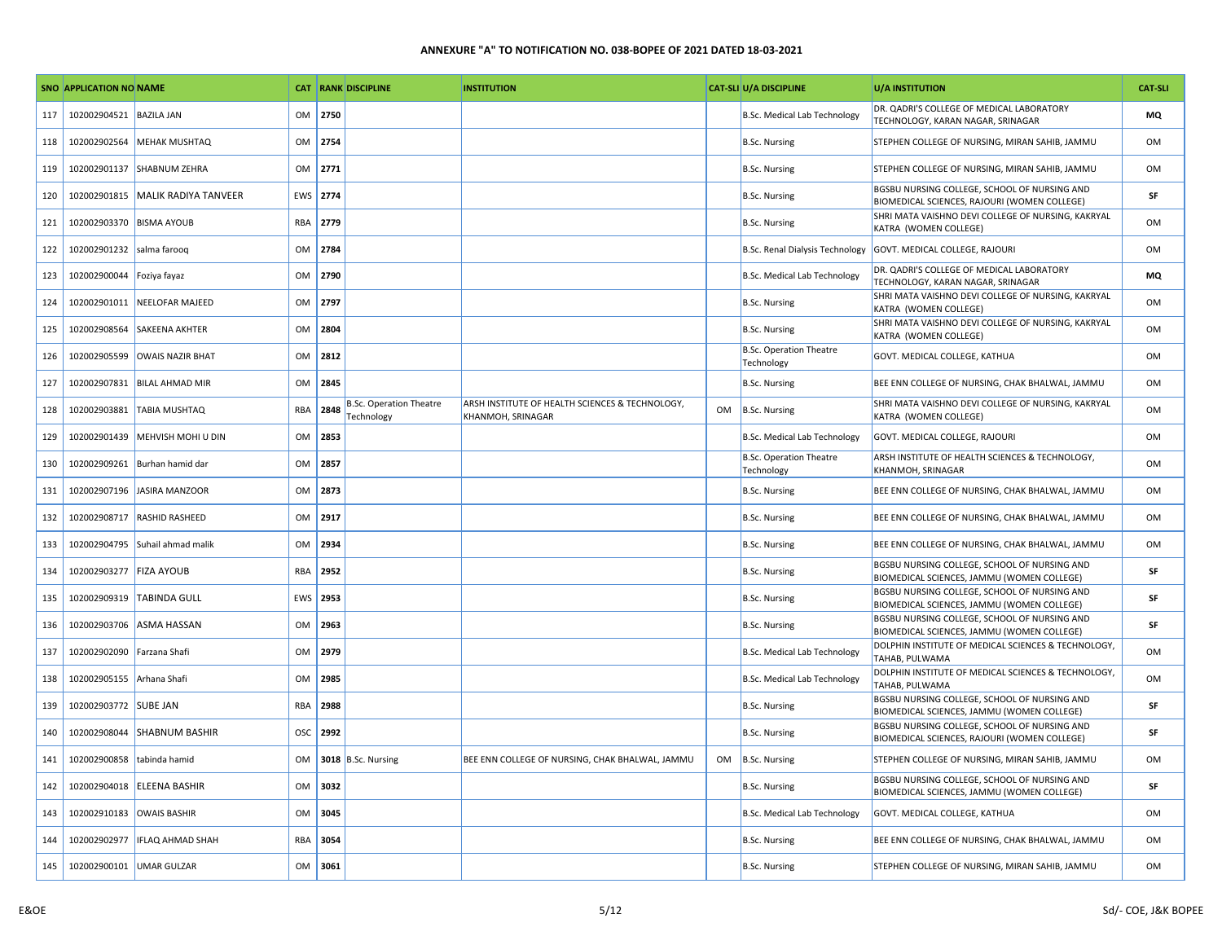**ANNEXURE "A" TO NOTIFICATION NO. 038-BOPEE OF 2021 DATED 18-03-2021**

| SNO | APPLICATION NO | NAME | CAT | RANK | DISCIPLINE | INSTITUTION | CAT-SLI | U/A DISCIPLINE | U/A INSTITUTION | CAT-SLI |
|---|---|---|---|---|---|---|---|---|---|---|
| 117 | 102002904521 | BAZILA JAN | OM | 2750 | | | | B.Sc. Medical Lab Technology | DR. QADRI'S COLLEGE OF MEDICAL LABORATORY TECHNOLOGY, KARAN NAGAR, SRINAGAR | MQ |
| 118 | 102002902564 | MEHAK MUSHTAQ | OM | 2754 | | | | B.Sc. Nursing | STEPHEN COLLEGE OF NURSING, MIRAN SAHIB, JAMMU | OM |
| 119 | 102002901137 | SHABNUM ZEHRA | OM | 2771 | | | | B.Sc. Nursing | STEPHEN COLLEGE OF NURSING, MIRAN SAHIB, JAMMU | OM |
| 120 | 102002901815 | MALIK RADIYA TANVEER | EWS | 2774 | | | | B.Sc. Nursing | BGSBU NURSING COLLEGE, SCHOOL OF NURSING AND BIOMEDICAL SCIENCES, RAJOURI (WOMEN COLLEGE) | SF |
| 121 | 102002903370 | BISMA AYOUB | RBA | 2779 | | | | B.Sc. Nursing | SHRI MATA VAISHNO DEVI COLLEGE OF NURSING, KAKRYAL KATRA (WOMEN COLLEGE) | OM |
| 122 | 102002901232 | salma farooq | OM | 2784 | | | | B.Sc. Renal Dialysis Technology | GOVT. MEDICAL COLLEGE, RAJOURI | OM |
| 123 | 102002900044 | Foziya fayaz | OM | 2790 | | | | B.Sc. Medical Lab Technology | DR. QADRI'S COLLEGE OF MEDICAL LABORATORY TECHNOLOGY, KARAN NAGAR, SRINAGAR | MQ |
| 124 | 102002901011 | NEELOFAR MAJEED | OM | 2797 | | | | B.Sc. Nursing | SHRI MATA VAISHNO DEVI COLLEGE OF NURSING, KAKRYAL KATRA (WOMEN COLLEGE) | OM |
| 125 | 102002908564 | SAKEENA AKHTER | OM | 2804 | | | | B.Sc. Nursing | SHRI MATA VAISHNO DEVI COLLEGE OF NURSING, KAKRYAL KATRA (WOMEN COLLEGE) | OM |
| 126 | 102002905599 | OWAIS NAZIR BHAT | OM | 2812 | | | | B.Sc. Operation Theatre Technology | GOVT. MEDICAL COLLEGE, KATHUA | OM |
| 127 | 102002907831 | BILAL AHMAD MIR | OM | 2845 | | | | B.Sc. Nursing | BEE ENN COLLEGE OF NURSING, CHAK BHALWAL, JAMMU | OM |
| 128 | 102002903881 | TABIA MUSHTAQ | RBA | 2848 | B.Sc. Operation Theatre Technology | ARSH INSTITUTE OF HEALTH SCIENCES & TECHNOLOGY, KHANMOH, SRINAGAR | OM | B.Sc. Nursing | SHRI MATA VAISHNO DEVI COLLEGE OF NURSING, KAKRYAL KATRA (WOMEN COLLEGE) | OM |
| 129 | 102002901439 | MEHVISH MOHI U DIN | OM | 2853 | | | | B.Sc. Medical Lab Technology | GOVT. MEDICAL COLLEGE, RAJOURI | OM |
| 130 | 102002909261 | Burhan hamid dar | OM | 2857 | | | | B.Sc. Operation Theatre Technology | ARSH INSTITUTE OF HEALTH SCIENCES & TECHNOLOGY, KHANMOH, SRINAGAR | OM |
| 131 | 102002907196 | JASIRA MANZOOR | OM | 2873 | | | | B.Sc. Nursing | BEE ENN COLLEGE OF NURSING, CHAK BHALWAL, JAMMU | OM |
| 132 | 102002908717 | RASHID RASHEED | OM | 2917 | | | | B.Sc. Nursing | BEE ENN COLLEGE OF NURSING, CHAK BHALWAL, JAMMU | OM |
| 133 | 102002904795 | Suhail ahmad malik | OM | 2934 | | | | B.Sc. Nursing | BEE ENN COLLEGE OF NURSING, CHAK BHALWAL, JAMMU | OM |
| 134 | 102002903277 | FIZA AYOUB | RBA | 2952 | | | | B.Sc. Nursing | BGSBU NURSING COLLEGE, SCHOOL OF NURSING AND BIOMEDICAL SCIENCES, JAMMU (WOMEN COLLEGE) | SF |
| 135 | 102002909319 | TABINDA GULL | EWS | 2953 | | | | B.Sc. Nursing | BGSBU NURSING COLLEGE, SCHOOL OF NURSING AND BIOMEDICAL SCIENCES, JAMMU (WOMEN COLLEGE) | SF |
| 136 | 102002903706 | ASMA HASSAN | OM | 2963 | | | | B.Sc. Nursing | BGSBU NURSING COLLEGE, SCHOOL OF NURSING AND BIOMEDICAL SCIENCES, JAMMU (WOMEN COLLEGE) | SF |
| 137 | 102002902090 | Farzana Shafi | OM | 2979 | | | | B.Sc. Medical Lab Technology | DOLPHIN INSTITUTE OF MEDICAL SCIENCES & TECHNOLOGY, TAHAB, PULWAMA | OM |
| 138 | 102002905155 | Arhana Shafi | OM | 2985 | | | | B.Sc. Medical Lab Technology | DOLPHIN INSTITUTE OF MEDICAL SCIENCES & TECHNOLOGY, TAHAB, PULWAMA | OM |
| 139 | 102002903772 | SUBE JAN | RBA | 2988 | | | | B.Sc. Nursing | BGSBU NURSING COLLEGE, SCHOOL OF NURSING AND BIOMEDICAL SCIENCES, JAMMU (WOMEN COLLEGE) | SF |
| 140 | 102002908044 | SHABNUM BASHIR | OSC | 2992 | | | | B.Sc. Nursing | BGSBU NURSING COLLEGE, SCHOOL OF NURSING AND BIOMEDICAL SCIENCES, RAJOURI (WOMEN COLLEGE) | SF |
| 141 | 102002900858 | tabinda hamid | OM | 3018 | B.Sc. Nursing | BEE ENN COLLEGE OF NURSING, CHAK BHALWAL, JAMMU | OM | B.Sc. Nursing | STEPHEN COLLEGE OF NURSING, MIRAN SAHIB, JAMMU | OM |
| 142 | 102002904018 | ELEENA BASHIR | OM | 3032 | | | | B.Sc. Nursing | BGSBU NURSING COLLEGE, SCHOOL OF NURSING AND BIOMEDICAL SCIENCES, JAMMU (WOMEN COLLEGE) | SF |
| 143 | 102002910183 | OWAIS BASHIR | OM | 3045 | | | | B.Sc. Medical Lab Technology | GOVT. MEDICAL COLLEGE, KATHUA | OM |
| 144 | 102002902977 | IFLAQ AHMAD SHAH | RBA | 3054 | | | | B.Sc. Nursing | BEE ENN COLLEGE OF NURSING, CHAK BHALWAL, JAMMU | OM |
| 145 | 102002900101 | UMAR GULZAR | OM | 3061 | | | | B.Sc. Nursing | STEPHEN COLLEGE OF NURSING, MIRAN SAHIB, JAMMU | OM |

E&OE

Sd/- COE, J&K BOPEE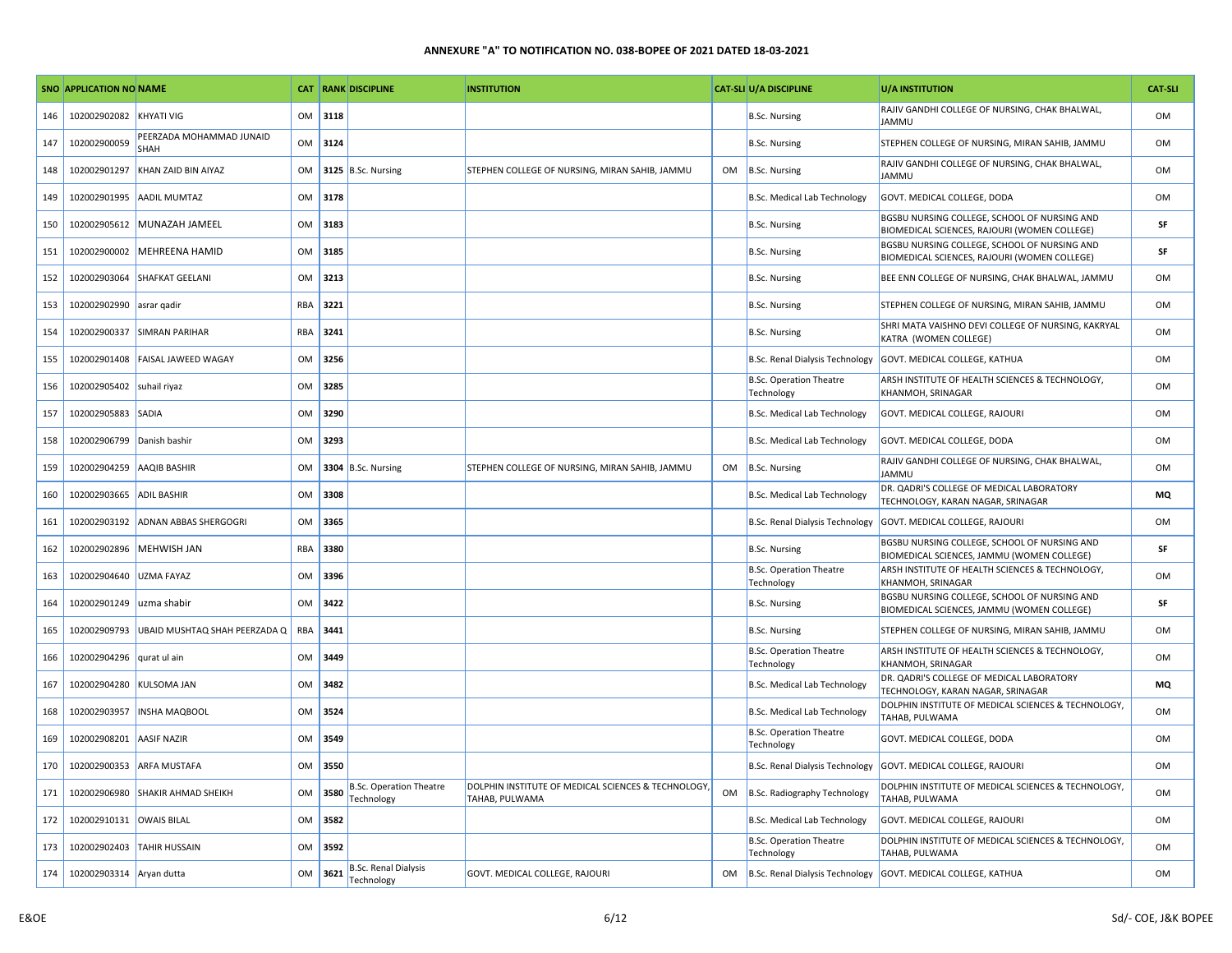**ANNEXURE "A" TO NOTIFICATION NO. 038-BOPEE OF 2021 DATED 18-03-2021**

| SNO | APPLICATION NO | NAME | CAT | RANK | DISCIPLINE | INSTITUTION | CAT-SLI | U/A DISCIPLINE | U/A INSTITUTION | CAT-SLI |
|---|---|---|---|---|---|---|---|---|---|---|
| 146 | 102002902082 | KHYATI VIG | OM | 3118 | | | | B.Sc. Nursing | RAJIV GANDHI COLLEGE OF NURSING, CHAK BHALWAL, JAMMU | OM |
| 147 | 102002900059 | PEERZADA MOHAMMAD JUNAID SHAH | OM | 3124 | | | | B.Sc. Nursing | STEPHEN COLLEGE OF NURSING, MIRAN SAHIB, JAMMU | OM |
| 148 | 102002901297 | KHAN ZAID BIN AIYAZ | OM | 3125 | B.Sc. Nursing | STEPHEN COLLEGE OF NURSING, MIRAN SAHIB, JAMMU | OM | B.Sc. Nursing | RAJIV GANDHI COLLEGE OF NURSING, CHAK BHALWAL, JAMMU | OM |
| 149 | 102002901995 | AADIL MUMTAZ | OM | 3178 | | | | B.Sc. Medical Lab Technology | GOVT. MEDICAL COLLEGE, DODA | OM |
| 150 | 102002905612 | MUNAZAH JAMEEL | OM | 3183 | | | | B.Sc. Nursing | BGSBU NURSING COLLEGE, SCHOOL OF NURSING AND BIOMEDICAL SCIENCES, RAJOURI (WOMEN COLLEGE) | SF |
| 151 | 102002900002 | MEHREENA HAMID | OM | 3185 | | | | B.Sc. Nursing | BGSBU NURSING COLLEGE, SCHOOL OF NURSING AND BIOMEDICAL SCIENCES, RAJOURI (WOMEN COLLEGE) | SF |
| 152 | 102002903064 | SHAFKAT GEELANI | OM | 3213 | | | | B.Sc. Nursing | BEE ENN COLLEGE OF NURSING, CHAK BHALWAL, JAMMU | OM |
| 153 | 102002902990 | asrar qadir | RBA | 3221 | | | | B.Sc. Nursing | STEPHEN COLLEGE OF NURSING, MIRAN SAHIB, JAMMU | OM |
| 154 | 102002900337 | SIMRAN PARIHAR | RBA | 3241 | | | | B.Sc. Nursing | SHRI MATA VAISHNO DEVI COLLEGE OF NURSING, KAKRYAL KATRA (WOMEN COLLEGE) | OM |
| 155 | 102002901408 | FAISAL JAWEED WAGAY | OM | 3256 | | | | B.Sc. Renal Dialysis Technology | GOVT. MEDICAL COLLEGE, KATHUA | OM |
| 156 | 102002905402 | suhail riyaz | OM | 3285 | | | | B.Sc. Operation Theatre Technology | ARSH INSTITUTE OF HEALTH SCIENCES & TECHNOLOGY, KHANMOH, SRINAGAR | OM |
| 157 | 102002905883 | SADIA | OM | 3290 | | | | B.Sc. Medical Lab Technology | GOVT. MEDICAL COLLEGE, RAJOURI | OM |
| 158 | 102002906799 | Danish bashir | OM | 3293 | | | | B.Sc. Medical Lab Technology | GOVT. MEDICAL COLLEGE, DODA | OM |
| 159 | 102002904259 | AAQIB BASHIR | OM | 3304 | B.Sc. Nursing | STEPHEN COLLEGE OF NURSING, MIRAN SAHIB, JAMMU | OM | B.Sc. Nursing | RAJIV GANDHI COLLEGE OF NURSING, CHAK BHALWAL, JAMMU | OM |
| 160 | 102002903665 | ADIL BASHIR | OM | 3308 | | | | B.Sc. Medical Lab Technology | DR. QADRI'S COLLEGE OF MEDICAL LABORATORY TECHNOLOGY, KARAN NAGAR, SRINAGAR | MQ |
| 161 | 102002903192 | ADNAN ABBAS SHERGOGRI | OM | 3365 | | | | B.Sc. Renal Dialysis Technology | GOVT. MEDICAL COLLEGE, RAJOURI | OM |
| 162 | 102002902896 | MEHWISH JAN | RBA | 3380 | | | | B.Sc. Nursing | BGSBU NURSING COLLEGE, SCHOOL OF NURSING AND BIOMEDICAL SCIENCES, JAMMU (WOMEN COLLEGE) | SF |
| 163 | 102002904640 | UZMA FAYAZ | OM | 3396 | | | | B.Sc. Operation Theatre Technology | ARSH INSTITUTE OF HEALTH SCIENCES & TECHNOLOGY, KHANMOH, SRINAGAR | OM |
| 164 | 102002901249 | uzma shabir | OM | 3422 | | | | B.Sc. Nursing | BGSBU NURSING COLLEGE, SCHOOL OF NURSING AND BIOMEDICAL SCIENCES, JAMMU (WOMEN COLLEGE) | SF |
| 165 | 102002909793 | UBAID MUSHTAQ SHAH PEERZADA Q | RBA | 3441 | | | | B.Sc. Nursing | STEPHEN COLLEGE OF NURSING, MIRAN SAHIB, JAMMU | OM |
| 166 | 102002904296 | qurat ul ain | OM | 3449 | | | | B.Sc. Operation Theatre Technology | ARSH INSTITUTE OF HEALTH SCIENCES & TECHNOLOGY, KHANMOH, SRINAGAR | OM |
| 167 | 102002904280 | KULSOMA JAN | OM | 3482 | | | | B.Sc. Medical Lab Technology | DR. QADRI'S COLLEGE OF MEDICAL LABORATORY TECHNOLOGY, KARAN NAGAR, SRINAGAR | MQ |
| 168 | 102002903957 | INSHA MAQBOOL | OM | 3524 | | | | B.Sc. Medical Lab Technology | DOLPHIN INSTITUTE OF MEDICAL SCIENCES & TECHNOLOGY, TAHAB, PULWAMA | OM |
| 169 | 102002908201 | AASIF NAZIR | OM | 3549 | | | | B.Sc. Operation Theatre Technology | GOVT. MEDICAL COLLEGE, DODA | OM |
| 170 | 102002900353 | ARFA MUSTAFA | OM | 3550 | | | | B.Sc. Renal Dialysis Technology | GOVT. MEDICAL COLLEGE, RAJOURI | OM |
| 171 | 102002906980 | SHAKIR AHMAD SHEIKH | OM | 3580 | B.Sc. Operation Theatre Technology | DOLPHIN INSTITUTE OF MEDICAL SCIENCES & TECHNOLOGY, TAHAB, PULWAMA | OM | B.Sc. Radiography Technology | DOLPHIN INSTITUTE OF MEDICAL SCIENCES & TECHNOLOGY, TAHAB, PULWAMA | OM |
| 172 | 102002910131 | OWAIS BILAL | OM | 3582 | | | | B.Sc. Medical Lab Technology | GOVT. MEDICAL COLLEGE, RAJOURI | OM |
| 173 | 102002902403 | TAHIR HUSSAIN | OM | 3592 | | | | B.Sc. Operation Theatre Technology | DOLPHIN INSTITUTE OF MEDICAL SCIENCES & TECHNOLOGY, TAHAB, PULWAMA | OM |
| 174 | 102002903314 | Aryan dutta | OM | 3621 | B.Sc. Renal Dialysis Technology | GOVT. MEDICAL COLLEGE, RAJOURI | OM | B.Sc. Renal Dialysis Technology | GOVT. MEDICAL COLLEGE, KATHUA | OM |

E&OE

Sd/- COE, J&K BOPEE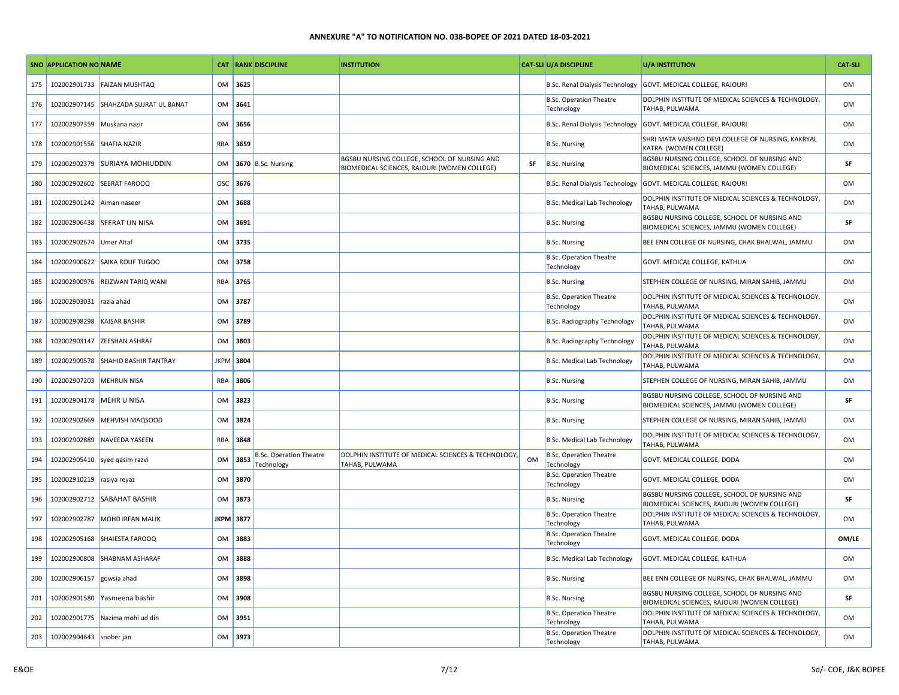**ANNEXURE "A" TO NOTIFICATION NO. 038-BOPEE OF 2021 DATED 18-03-2021**

| SNO | APPLICATION NO | NAME | CAT | RANK | DISCIPLINE | INSTITUTION | CAT-SLI | U/A DISCIPLINE | U/A INSTITUTION | CAT-SLI |
|---|---|---|---|---|---|---|---|---|---|---|
| 175 | 102002901733 | FAIZAN MUSHTAQ | OM | 3625 | | | | B.Sc. Renal Dialysis Technology | GOVT. MEDICAL COLLEGE, RAJOURI | OM |
| 176 | 102002907145 | SHAHZADA SUJRAT UL BANAT | OM | 3641 | | | | B.Sc. Operation Theatre Technology | DOLPHIN INSTITUTE OF MEDICAL SCIENCES & TECHNOLOGY, TAHAB, PULWAMA | OM |
| 177 | 102002907359 | Muskana nazir | OM | 3656 | | | | B.Sc. Renal Dialysis Technology | GOVT. MEDICAL COLLEGE, RAJOURI | OM |
| 178 | 102002901556 | SHAFIA NAZIR | RBA | 3659 | | | | B.Sc. Nursing | SHRI MATA VAISHNO DEVI COLLEGE OF NURSING, KAKRYAL KATRA (WOMEN COLLEGE) | OM |
| 179 | 102002902379 | SURIAYA MOHIUDDIN | OM | 3670 | B.Sc. Nursing | BGSBU NURSING COLLEGE, SCHOOL OF NURSING AND BIOMEDICAL SCIENCES, RAJOURI (WOMEN COLLEGE) | SF | B.Sc. Nursing | BGSBU NURSING COLLEGE, SCHOOL OF NURSING AND BIOMEDICAL SCIENCES, JAMMU (WOMEN COLLEGE) | SF |
| 180 | 102002902602 | SEERAT FAROOQ | OSC | 3676 | | | | B.Sc. Renal Dialysis Technology | GOVT. MEDICAL COLLEGE, RAJOURI | OM |
| 181 | 102002901242 | Aiman naseer | OM | 3688 | | | | B.Sc. Medical Lab Technology | DOLPHIN INSTITUTE OF MEDICAL SCIENCES & TECHNOLOGY, TAHAB, PULWAMA | OM |
| 182 | 102002906438 | SEERAT UN NISA | OM | 3691 | | | | B.Sc. Nursing | BGSBU NURSING COLLEGE, SCHOOL OF NURSING AND BIOMEDICAL SCIENCES, JAMMU (WOMEN COLLEGE) | SF |
| 183 | 102002902674 | Umer Altaf | OM | 3735 | | | | B.Sc. Nursing | BEE ENN COLLEGE OF NURSING, CHAK BHALWAL, JAMMU | OM |
| 184 | 102002900622 | SAIKA ROUF TUGOO | OM | 3758 | | | | B.Sc. Operation Theatre Technology | GOVT. MEDICAL COLLEGE, KATHUA | OM |
| 185 | 102002900976 | REIZWAN TARIQ WANI | RBA | 3765 | | | | B.Sc. Nursing | STEPHEN COLLEGE OF NURSING, MIRAN SAHIB, JAMMU | OM |
| 186 | 102002903031 | razia ahad | OM | 3787 | | | | B.Sc. Operation Theatre Technology | DOLPHIN INSTITUTE OF MEDICAL SCIENCES & TECHNOLOGY, TAHAB, PULWAMA | OM |
| 187 | 102002908298 | KAISAR BASHIR | OM | 3789 | | | | B.Sc. Radiography Technology | DOLPHIN INSTITUTE OF MEDICAL SCIENCES & TECHNOLOGY, TAHAB, PULWAMA | OM |
| 188 | 102002903147 | ZEESHAN ASHRAF | OM | 3803 | | | | B.Sc. Radiography Technology | DOLPHIN INSTITUTE OF MEDICAL SCIENCES & TECHNOLOGY, TAHAB, PULWAMA | OM |
| 189 | 102002909578 | SHAHID BASHIR TANTRAY | JKPM | 3804 | | | | B.Sc. Medical Lab Technology | DOLPHIN INSTITUTE OF MEDICAL SCIENCES & TECHNOLOGY, TAHAB, PULWAMA | OM |
| 190 | 102002907203 | MEHRUN NISA | RBA | 3806 | | | | B.Sc. Nursing | STEPHEN COLLEGE OF NURSING, MIRAN SAHIB, JAMMU | OM |
| 191 | 102002904178 | MEHR U NISA | OM | 3823 | | | | B.Sc. Nursing | BGSBU NURSING COLLEGE, SCHOOL OF NURSING AND BIOMEDICAL SCIENCES, JAMMU (WOMEN COLLEGE) | SF |
| 192 | 102002902669 | MEHVISH MAQSOOD | OM | 3824 | | | | B.Sc. Nursing | STEPHEN COLLEGE OF NURSING, MIRAN SAHIB, JAMMU | OM |
| 193 | 102002902889 | NAVEEDA YASEEN | RBA | 3848 | | | | B.Sc. Medical Lab Technology | DOLPHIN INSTITUTE OF MEDICAL SCIENCES & TECHNOLOGY, TAHAB, PULWAMA | OM |
| 194 | 102002905410 | syed qasim razvi | OM | 3853 | B.Sc. Operation Theatre Technology | DOLPHIN INSTITUTE OF MEDICAL SCIENCES & TECHNOLOGY, TAHAB, PULWAMA | OM | B.Sc. Operation Theatre Technology | GOVT. MEDICAL COLLEGE, DODA | OM |
| 195 | 102002910219 | rasiya reyaz | OM | 3870 | | | | B.Sc. Operation Theatre Technology | GOVT. MEDICAL COLLEGE, DODA | OM |
| 196 | 102002902712 | SABAHAT BASHIR | OM | 3873 | | | | B.Sc. Nursing | BGSBU NURSING COLLEGE, SCHOOL OF NURSING AND BIOMEDICAL SCIENCES, RAJOURI (WOMEN COLLEGE) | SF |
| 197 | 102002902787 | MOHD IRFAN MALIK | JKPM | 3877 | | | | B.Sc. Operation Theatre Technology | DOLPHIN INSTITUTE OF MEDICAL SCIENCES & TECHNOLOGY, TAHAB, PULWAMA | OM |
| 198 | 102002905168 | SHAIESTA FAROOQ | OM | 3883 | | | | B.Sc. Operation Theatre Technology | GOVT. MEDICAL COLLEGE, DODA | OM/LE |
| 199 | 102002900808 | SHABNAM ASHARAF | OM | 3888 | | | | B.Sc. Medical Lab Technology | GOVT. MEDICAL COLLEGE, KATHUA | OM |
| 200 | 102002906157 | gowsia ahad | OM | 3898 | | | | B.Sc. Nursing | BEE ENN COLLEGE OF NURSING, CHAK BHALWAL, JAMMU | OM |
| 201 | 102002901580 | Yasmeena bashir | OM | 3908 | | | | B.Sc. Nursing | BGSBU NURSING COLLEGE, SCHOOL OF NURSING AND BIOMEDICAL SCIENCES, RAJOURI (WOMEN COLLEGE) | SF |
| 202 | 102002901775 | Nazima mohi ud din | OM | 3951 | | | | B.Sc. Operation Theatre Technology | DOLPHIN INSTITUTE OF MEDICAL SCIENCES & TECHNOLOGY, TAHAB, PULWAMA | OM |
| 203 | 102002904643 | snober jan | OM | 3973 | | | | B.Sc. Operation Theatre Technology | DOLPHIN INSTITUTE OF MEDICAL SCIENCES & TECHNOLOGY, TAHAB, PULWAMA | OM |

E&OE

Sd/- COE, J&K BOPEE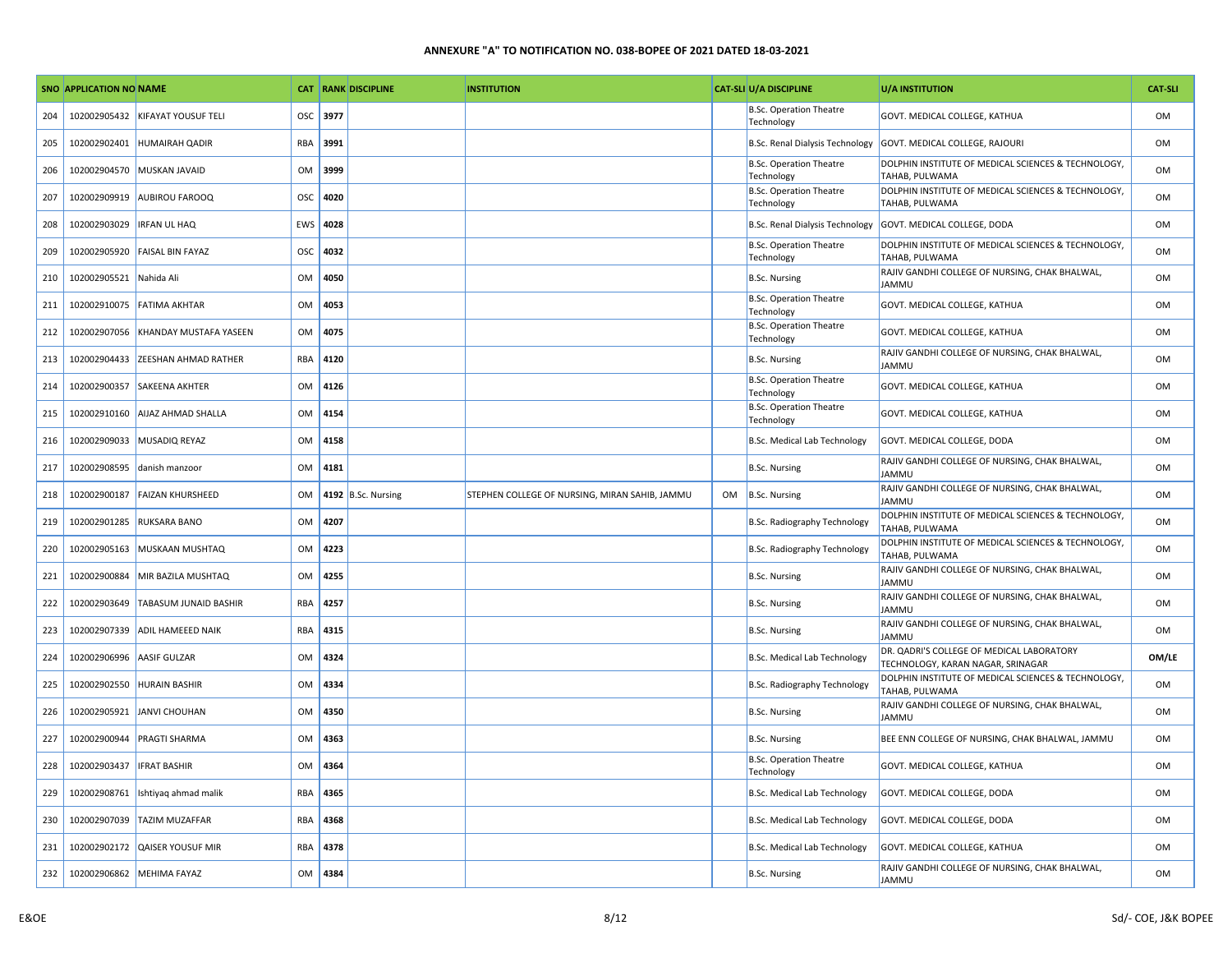## ANNEXURE "A" TO NOTIFICATION NO. 038-BOPEE OF 2021 DATED 18-03-2021

| SNO | APPLICATION NO | NAME | CAT | RANK | DISCIPLINE | INSTITUTION | CAT-SLI | U/A DISCIPLINE | U/A INSTITUTION | CAT-SLI |
|---|---|---|---|---|---|---|---|---|---|---|
| 204 | 102002905432 | KIFAYAT YOUSUF TELI | OSC | **3977** | | | | B.Sc. Operation Theatre Technology | GOVT. MEDICAL COLLEGE, KATHUA | OM |
| 205 | 102002902401 | HUMAIRAH QADIR | RBA | **3991** | | | | B.Sc. Renal Dialysis Technology | GOVT. MEDICAL COLLEGE, RAJOURI | OM |
| 206 | 102002904570 | MUSKAN JAVAID | OM | **3999** | | | | B.Sc. Operation Theatre Technology | DOLPHIN INSTITUTE OF MEDICAL SCIENCES & TECHNOLOGY, TAHAB, PULWAMA | OM |
| 207 | 102002909919 | AUBIROU FAROOQ | OSC | **4020** | | | | B.Sc. Operation Theatre Technology | DOLPHIN INSTITUTE OF MEDICAL SCIENCES & TECHNOLOGY, TAHAB, PULWAMA | OM |
| 208 | 102002903029 | IRFAN UL HAQ | EWS | **4028** | | | | B.Sc. Renal Dialysis Technology | GOVT. MEDICAL COLLEGE, DODA | OM |
| 209 | 102002905920 | FAISAL BIN FAYAZ | OSC | **4032** | | | | B.Sc. Operation Theatre Technology | DOLPHIN INSTITUTE OF MEDICAL SCIENCES & TECHNOLOGY, TAHAB, PULWAMA | OM |
| 210 | 102002905521 | Nahida Ali | OM | **4050** | | | | B.Sc. Nursing | RAJIV GANDHI COLLEGE OF NURSING, CHAK BHALWAL, JAMMU | OM |
| 211 | 102002910075 | FATIMA AKHTAR | OM | **4053** | | | | B.Sc. Operation Theatre Technology | GOVT. MEDICAL COLLEGE, KATHUA | OM |
| 212 | 102002907056 | KHANDAY MUSTAFA YASEEN | OM | **4075** | | | | B.Sc. Operation Theatre Technology | GOVT. MEDICAL COLLEGE, KATHUA | OM |
| 213 | 102002904433 | ZEESHAN AHMAD RATHER | RBA | **4120** | | | | B.Sc. Nursing | RAJIV GANDHI COLLEGE OF NURSING, CHAK BHALWAL, JAMMU | OM |
| 214 | 102002900357 | SAKEENA AKHTER | OM | **4126** | | | | B.Sc. Operation Theatre Technology | GOVT. MEDICAL COLLEGE, KATHUA | OM |
| 215 | 102002910160 | AIJAZ AHMAD SHALLA | OM | **4154** | | | | B.Sc. Operation Theatre Technology | GOVT. MEDICAL COLLEGE, KATHUA | OM |
| 216 | 102002909033 | MUSADIQ REYAZ | OM | **4158** | | | | B.Sc. Medical Lab Technology | GOVT. MEDICAL COLLEGE, DODA | OM |
| 217 | 102002908595 | danish manzoor | OM | **4181** | | | | B.Sc. Nursing | RAJIV GANDHI COLLEGE OF NURSING, CHAK BHALWAL, JAMMU | OM |
| 218 | 102002900187 | FAIZAN KHURSHEED | OM | **4192** | B.Sc. Nursing | STEPHEN COLLEGE OF NURSING, MIRAN SAHIB, JAMMU | OM | B.Sc. Nursing | RAJIV GANDHI COLLEGE OF NURSING, CHAK BHALWAL, JAMMU | OM |
| 219 | 102002901285 | RUKSARA BANO | OM | **4207** | | | | B.Sc. Radiography Technology | DOLPHIN INSTITUTE OF MEDICAL SCIENCES & TECHNOLOGY, TAHAB, PULWAMA | OM |
| 220 | 102002905163 | MUSKAAN MUSHTAQ | OM | **4223** | | | | B.Sc. Radiography Technology | DOLPHIN INSTITUTE OF MEDICAL SCIENCES & TECHNOLOGY, TAHAB, PULWAMA | OM |
| 221 | 102002900884 | MIR BAZILA MUSHTAQ | OM | **4255** | | | | B.Sc. Nursing | RAJIV GANDHI COLLEGE OF NURSING, CHAK BHALWAL, JAMMU | OM |
| 222 | 102002903649 | TABASUM JUNAID BASHIR | RBA | **4257** | | | | B.Sc. Nursing | RAJIV GANDHI COLLEGE OF NURSING, CHAK BHALWAL, JAMMU | OM |
| 223 | 102002907339 | ADIL HAMEEED NAIK | RBA | **4315** | | | | B.Sc. Nursing | RAJIV GANDHI COLLEGE OF NURSING, CHAK BHALWAL, JAMMU | OM |
| 224 | 102002906996 | AASIF GULZAR | OM | **4324** | | | | B.Sc. Medical Lab Technology | DR. QADRI'S COLLEGE OF MEDICAL LABORATORY TECHNOLOGY, KARAN NAGAR, SRINAGAR | **OM/LE** |
| 225 | 102002902550 | HURAIN BASHIR | OM | **4334** | | | | B.Sc. Radiography Technology | DOLPHIN INSTITUTE OF MEDICAL SCIENCES & TECHNOLOGY, TAHAB, PULWAMA | OM |
| 226 | 102002905921 | JANVI CHOUHAN | OM | **4350** | | | | B.Sc. Nursing | RAJIV GANDHI COLLEGE OF NURSING, CHAK BHALWAL, JAMMU | OM |
| 227 | 102002900944 | PRAGTI SHARMA | OM | **4363** | | | | B.Sc. Nursing | BEE ENN COLLEGE OF NURSING, CHAK BHALWAL, JAMMU | OM |
| 228 | 102002903437 | IFRAT BASHIR | OM | **4364** | | | | B.Sc. Operation Theatre Technology | GOVT. MEDICAL COLLEGE, KATHUA | OM |
| 229 | 102002908761 | Ishtiyaq ahmad malik | RBA | **4365** | | | | B.Sc. Medical Lab Technology | GOVT. MEDICAL COLLEGE, DODA | OM |
| 230 | 102002907039 | TAZIM MUZAFFAR | RBA | **4368** | | | | B.Sc. Medical Lab Technology | GOVT. MEDICAL COLLEGE, DODA | OM |
| 231 | 102002902172 | QAISER YOUSUF MIR | RBA | **4378** | | | | B.Sc. Medical Lab Technology | GOVT. MEDICAL COLLEGE, KATHUA | OM |
| 232 | 102002906862 | MEHIMA FAYAZ | OM | **4384** | | | | B.Sc. Nursing | RAJIV GANDHI COLLEGE OF NURSING, CHAK BHALWAL, JAMMU | OM |

E&OE

Sd/- COE, J&K BOPEE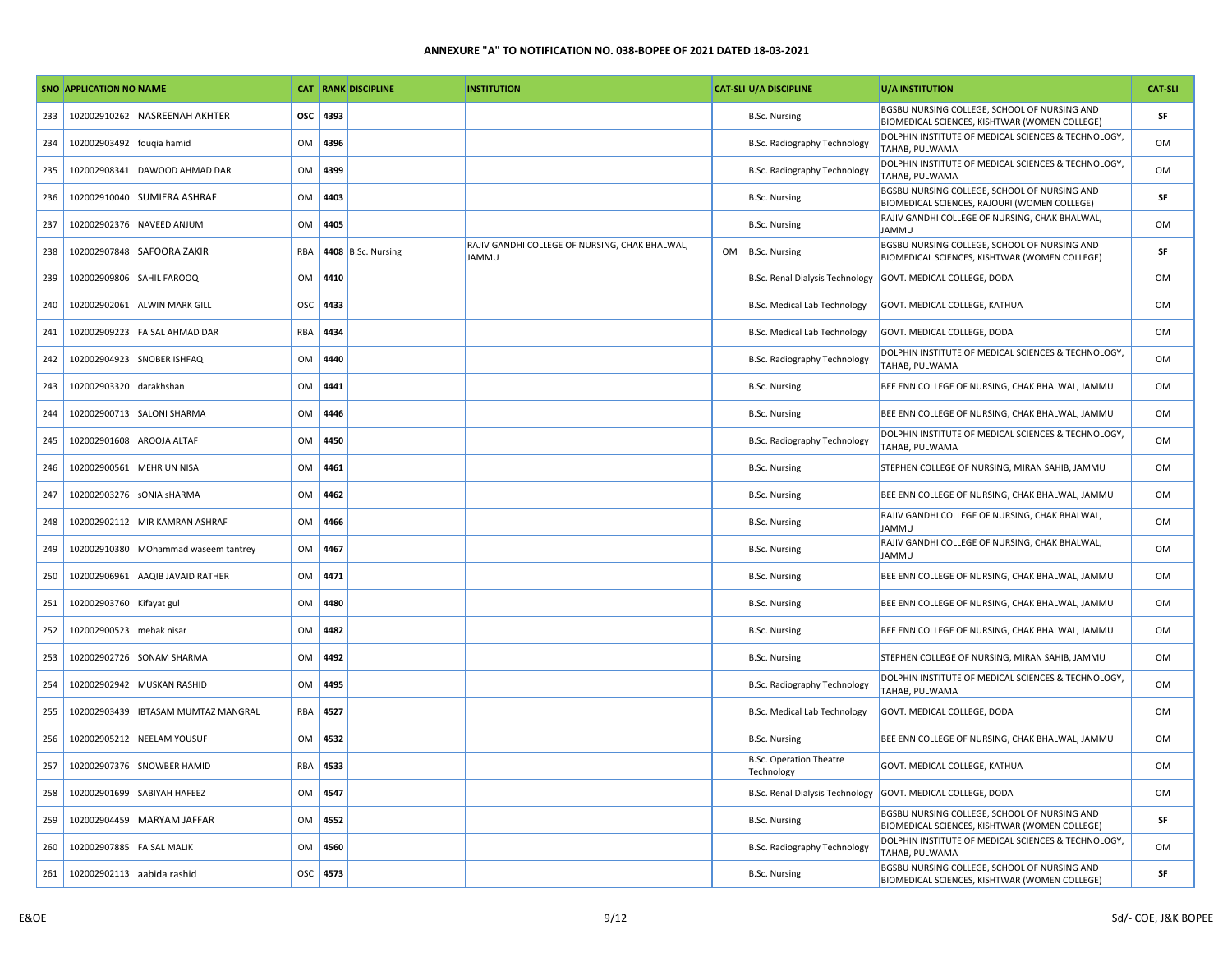**ANNEXURE "A" TO NOTIFICATION NO. 038-BOPEE OF 2021 DATED 18-03-2021**

| SNO | APPLICATION NO | NAME | CAT | RANK | DISCIPLINE | INSTITUTION | CAT-SLI | U/A DISCIPLINE | U/A INSTITUTION | CAT-SLI |
|---|---|---|---|---|---|---|---|---|---|---|
| 233 | 102002910262 | NASREENAH AKHTER | OSC | 4393 | | | | B.Sc. Nursing | BGSBU NURSING COLLEGE, SCHOOL OF NURSING AND BIOMEDICAL SCIENCES, KISHTWAR (WOMEN COLLEGE) | SF |
| 234 | 102002903492 | fouqia hamid | OM | 4396 | | | | B.Sc. Radiography Technology | DOLPHIN INSTITUTE OF MEDICAL SCIENCES & TECHNOLOGY, TAHAB, PULWAMA | OM |
| 235 | 102002908341 | DAWOOD AHMAD DAR | OM | 4399 | | | | B.Sc. Radiography Technology | DOLPHIN INSTITUTE OF MEDICAL SCIENCES & TECHNOLOGY, TAHAB, PULWAMA | OM |
| 236 | 102002910040 | SUMIERA ASHRAF | OM | 4403 | | | | B.Sc. Nursing | BGSBU NURSING COLLEGE, SCHOOL OF NURSING AND BIOMEDICAL SCIENCES, RAJOURI (WOMEN COLLEGE) | SF |
| 237 | 102002902376 | NAVEED ANJUM | OM | 4405 | | | | B.Sc. Nursing | RAJIV GANDHI COLLEGE OF NURSING, CHAK BHALWAL, JAMMU | OM |
| 238 | 102002907848 | SAFOORA ZAKIR | RBA | 4408 | B.Sc. Nursing | RAJIV GANDHI COLLEGE OF NURSING, CHAK BHALWAL, JAMMU | OM | B.Sc. Nursing | BGSBU NURSING COLLEGE, SCHOOL OF NURSING AND BIOMEDICAL SCIENCES, KISHTWAR (WOMEN COLLEGE) | SF |
| 239 | 102002909806 | SAHIL FAROOQ | OM | 4410 | | | | B.Sc. Renal Dialysis Technology | GOVT. MEDICAL COLLEGE, DODA | OM |
| 240 | 102002902061 | ALWIN MARK GILL | OSC | 4433 | | | | B.Sc. Medical Lab Technology | GOVT. MEDICAL COLLEGE, KATHUA | OM |
| 241 | 102002909223 | FAISAL AHMAD DAR | RBA | 4434 | | | | B.Sc. Medical Lab Technology | GOVT. MEDICAL COLLEGE, DODA | OM |
| 242 | 102002904923 | SNOBER ISHFAQ | OM | 4440 | | | | B.Sc. Radiography Technology | DOLPHIN INSTITUTE OF MEDICAL SCIENCES & TECHNOLOGY, TAHAB, PULWAMA | OM |
| 243 | 102002903320 | darakhshan | OM | 4441 | | | | B.Sc. Nursing | BEE ENN COLLEGE OF NURSING, CHAK BHALWAL, JAMMU | OM |
| 244 | 102002900713 | SALONI SHARMA | OM | 4446 | | | | B.Sc. Nursing | BEE ENN COLLEGE OF NURSING, CHAK BHALWAL, JAMMU | OM |
| 245 | 102002901608 | AROOJA ALTAF | OM | 4450 | | | | B.Sc. Radiography Technology | DOLPHIN INSTITUTE OF MEDICAL SCIENCES & TECHNOLOGY, TAHAB, PULWAMA | OM |
| 246 | 102002900561 | MEHR UN NISA | OM | 4461 | | | | B.Sc. Nursing | STEPHEN COLLEGE OF NURSING, MIRAN SAHIB, JAMMU | OM |
| 247 | 102002903276 | sONIA sHARMA | OM | 4462 | | | | B.Sc. Nursing | BEE ENN COLLEGE OF NURSING, CHAK BHALWAL, JAMMU | OM |
| 248 | 102002902112 | MIR KAMRAN ASHRAF | OM | 4466 | | | | B.Sc. Nursing | RAJIV GANDHI COLLEGE OF NURSING, CHAK BHALWAL, JAMMU | OM |
| 249 | 102002910380 | MOhammad waseem tantrey | OM | 4467 | | | | B.Sc. Nursing | RAJIV GANDHI COLLEGE OF NURSING, CHAK BHALWAL, JAMMU | OM |
| 250 | 102002906961 | AAQIB JAVAID RATHER | OM | 4471 | | | | B.Sc. Nursing | BEE ENN COLLEGE OF NURSING, CHAK BHALWAL, JAMMU | OM |
| 251 | 102002903760 | Kifayat gul | OM | 4480 | | | | B.Sc. Nursing | BEE ENN COLLEGE OF NURSING, CHAK BHALWAL, JAMMU | OM |
| 252 | 102002900523 | mehak nisar | OM | 4482 | | | | B.Sc. Nursing | BEE ENN COLLEGE OF NURSING, CHAK BHALWAL, JAMMU | OM |
| 253 | 102002902726 | SONAM SHARMA | OM | 4492 | | | | B.Sc. Nursing | STEPHEN COLLEGE OF NURSING, MIRAN SAHIB, JAMMU | OM |
| 254 | 102002902942 | MUSKAN RASHID | OM | 4495 | | | | B.Sc. Radiography Technology | DOLPHIN INSTITUTE OF MEDICAL SCIENCES & TECHNOLOGY, TAHAB, PULWAMA | OM |
| 255 | 102002903439 | IBTASAM MUMTAZ MANGRAL | RBA | 4527 | | | | B.Sc. Medical Lab Technology | GOVT. MEDICAL COLLEGE, DODA | OM |
| 256 | 102002905212 | NEELAM YOUSUF | OM | 4532 | | | | B.Sc. Nursing | BEE ENN COLLEGE OF NURSING, CHAK BHALWAL, JAMMU | OM |
| 257 | 102002907376 | SNOWBER HAMID | RBA | 4533 | | | | B.Sc. Operation Theatre Technology | GOVT. MEDICAL COLLEGE, KATHUA | OM |
| 258 | 102002901699 | SABIYAH HAFEEZ | OM | 4547 | | | | B.Sc. Renal Dialysis Technology | GOVT. MEDICAL COLLEGE, DODA | OM |
| 259 | 102002904459 | MARYAM JAFFAR | OM | 4552 | | | | B.Sc. Nursing | BGSBU NURSING COLLEGE, SCHOOL OF NURSING AND BIOMEDICAL SCIENCES, KISHTWAR (WOMEN COLLEGE) | SF |
| 260 | 102002907885 | FAISAL MALIK | OM | 4560 | | | | B.Sc. Radiography Technology | DOLPHIN INSTITUTE OF MEDICAL SCIENCES & TECHNOLOGY, TAHAB, PULWAMA | OM |
| 261 | 102002902113 | aabida rashid | OSC | 4573 | | | | B.Sc. Nursing | BGSBU NURSING COLLEGE, SCHOOL OF NURSING AND BIOMEDICAL SCIENCES, KISHTWAR (WOMEN COLLEGE) | SF |

E&OE

Sd/- COE, J&K BOPEE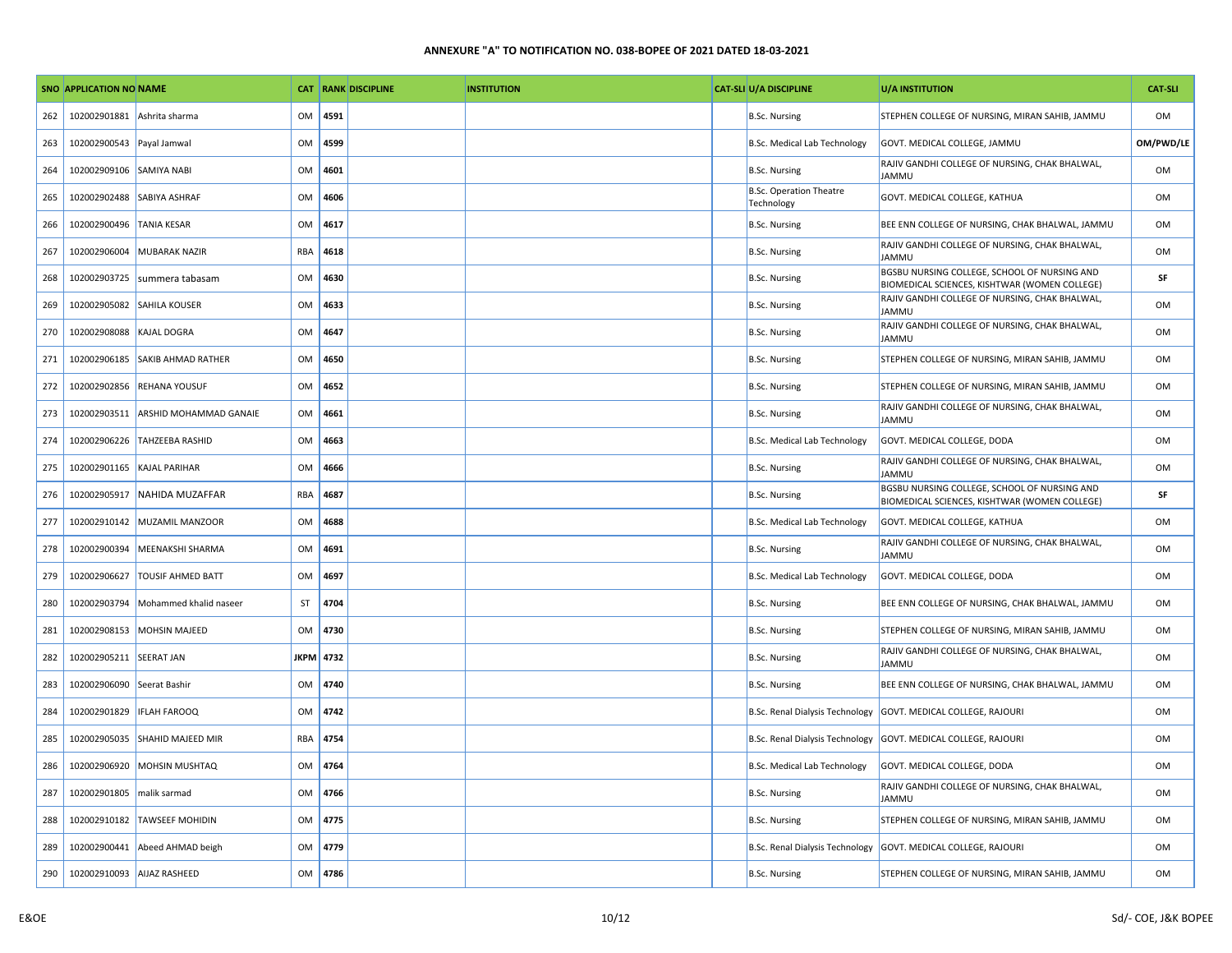**ANNEXURE "A" TO NOTIFICATION NO. 038-BOPEE OF 2021 DATED 18-03-2021**

| SNO | APPLICATION NO | NAME | CAT | RANK | DISCIPLINE | INSTITUTION | CAT-SLI | U/A DISCIPLINE | U/A INSTITUTION | CAT-SLI |
|---|---|---|---|---|---|---|---|---|---|---|
| 262 | 102002901881 | Ashrita sharma | OM | 4591 | | | | B.Sc. Nursing | STEPHEN COLLEGE OF NURSING, MIRAN SAHIB, JAMMU | OM |
| 263 | 102002900543 | Payal Jamwal | OM | 4599 | | | | B.Sc. Medical Lab Technology | GOVT. MEDICAL COLLEGE, JAMMU | OM/PWD/LE |
| 264 | 102002909106 | SAMIYA NABI | OM | 4601 | | | | B.Sc. Nursing | RAJIV GANDHI COLLEGE OF NURSING, CHAK BHALWAL, JAMMU | OM |
| 265 | 102002902488 | SABIYA ASHRAF | OM | 4606 | | | | B.Sc. Operation Theatre Technology | GOVT. MEDICAL COLLEGE, KATHUA | OM |
| 266 | 102002900496 | TANIA KESAR | OM | 4617 | | | | B.Sc. Nursing | BEE ENN COLLEGE OF NURSING, CHAK BHALWAL, JAMMU | OM |
| 267 | 102002906004 | MUBARAK NAZIR | RBA | 4618 | | | | B.Sc. Nursing | RAJIV GANDHI COLLEGE OF NURSING, CHAK BHALWAL, JAMMU | OM |
| 268 | 102002903725 | summera tabasam | OM | 4630 | | | | B.Sc. Nursing | BGSBU NURSING COLLEGE, SCHOOL OF NURSING AND BIOMEDICAL SCIENCES, KISHTWAR (WOMEN COLLEGE) | SF |
| 269 | 102002905082 | SAHILA KOUSER | OM | 4633 | | | | B.Sc. Nursing | RAJIV GANDHI COLLEGE OF NURSING, CHAK BHALWAL, JAMMU | OM |
| 270 | 102002908088 | KAJAL DOGRA | OM | 4647 | | | | B.Sc. Nursing | RAJIV GANDHI COLLEGE OF NURSING, CHAK BHALWAL, JAMMU | OM |
| 271 | 102002906185 | SAKIB AHMAD RATHER | OM | 4650 | | | | B.Sc. Nursing | STEPHEN COLLEGE OF NURSING, MIRAN SAHIB, JAMMU | OM |
| 272 | 102002902856 | REHANA YOUSUF | OM | 4652 | | | | B.Sc. Nursing | STEPHEN COLLEGE OF NURSING, MIRAN SAHIB, JAMMU | OM |
| 273 | 102002903511 | ARSHID MOHAMMAD GANAIE | OM | 4661 | | | | B.Sc. Nursing | RAJIV GANDHI COLLEGE OF NURSING, CHAK BHALWAL, JAMMU | OM |
| 274 | 102002906226 | TAHZEEBA RASHID | OM | 4663 | | | | B.Sc. Medical Lab Technology | GOVT. MEDICAL COLLEGE, DODA | OM |
| 275 | 102002901165 | KAJAL PARIHAR | OM | 4666 | | | | B.Sc. Nursing | RAJIV GANDHI COLLEGE OF NURSING, CHAK BHALWAL, JAMMU | OM |
| 276 | 102002905917 | NAHIDA MUZAFFAR | RBA | 4687 | | | | B.Sc. Nursing | BGSBU NURSING COLLEGE, SCHOOL OF NURSING AND BIOMEDICAL SCIENCES, KISHTWAR (WOMEN COLLEGE) | SF |
| 277 | 102002910142 | MUZAMIL MANZOOR | OM | 4688 | | | | B.Sc. Medical Lab Technology | GOVT. MEDICAL COLLEGE, KATHUA | OM |
| 278 | 102002900394 | MEENAKSHI SHARMA | OM | 4691 | | | | B.Sc. Nursing | RAJIV GANDHI COLLEGE OF NURSING, CHAK BHALWAL, JAMMU | OM |
| 279 | 102002906627 | TOUSIF AHMED BATT | OM | 4697 | | | | B.Sc. Medical Lab Technology | GOVT. MEDICAL COLLEGE, DODA | OM |
| 280 | 102002903794 | Mohammed khalid naseer | ST | 4704 | | | | B.Sc. Nursing | BEE ENN COLLEGE OF NURSING, CHAK BHALWAL, JAMMU | OM |
| 281 | 102002908153 | MOHSIN MAJEED | OM | 4730 | | | | B.Sc. Nursing | STEPHEN COLLEGE OF NURSING, MIRAN SAHIB, JAMMU | OM |
| 282 | 102002905211 | SEERAT JAN | JKPM | 4732 | | | | B.Sc. Nursing | RAJIV GANDHI COLLEGE OF NURSING, CHAK BHALWAL, JAMMU | OM |
| 283 | 102002906090 | Seerat Bashir | OM | 4740 | | | | B.Sc. Nursing | BEE ENN COLLEGE OF NURSING, CHAK BHALWAL, JAMMU | OM |
| 284 | 102002901829 | IFLAH FAROOQ | OM | 4742 | | | | B.Sc. Renal Dialysis Technology | GOVT. MEDICAL COLLEGE, RAJOURI | OM |
| 285 | 102002905035 | SHAHID MAJEED MIR | RBA | 4754 | | | | B.Sc. Renal Dialysis Technology | GOVT. MEDICAL COLLEGE, RAJOURI | OM |
| 286 | 102002906920 | MOHSIN MUSHTAQ | OM | 4764 | | | | B.Sc. Medical Lab Technology | GOVT. MEDICAL COLLEGE, DODA | OM |
| 287 | 102002901805 | malik sarmad | OM | 4766 | | | | B.Sc. Nursing | RAJIV GANDHI COLLEGE OF NURSING, CHAK BHALWAL, JAMMU | OM |
| 288 | 102002910182 | TAWSEEF MOHIDIN | OM | 4775 | | | | B.Sc. Nursing | STEPHEN COLLEGE OF NURSING, MIRAN SAHIB, JAMMU | OM |
| 289 | 102002900441 | Abeed AHMAD beigh | OM | 4779 | | | | B.Sc. Renal Dialysis Technology | GOVT. MEDICAL COLLEGE, RAJOURI | OM |
| 290 | 102002910093 | AIJAZ RASHEED | OM | 4786 | | | | B.Sc. Nursing | STEPHEN COLLEGE OF NURSING, MIRAN SAHIB, JAMMU | OM |

E&OE

Sd/- COE, J&K BOPEE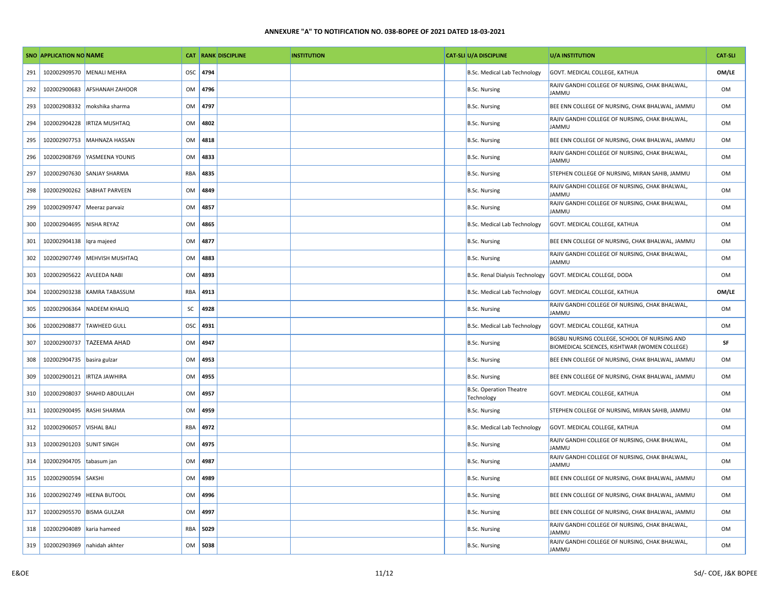**ANNEXURE "A" TO NOTIFICATION NO. 038-BOPEE OF 2021 DATED 18-03-2021**

| SNO | APPLICATION NO | NAME | CAT | RANK | DISCIPLINE | INSTITUTION | CAT-SLI | U/A DISCIPLINE | U/A INSTITUTION | CAT-SLI |
|---|---|---|---|---|---|---|---|---|---|---|
| 291 | 102002909570 | MENALI MEHRA | OSC | 4794 | | | | B.Sc. Medical Lab Technology | GOVT. MEDICAL COLLEGE, KATHUA | OM/LE |
| 292 | 102002900683 | AFSHANAH ZAHOOR | OM | 4796 | | | | B.Sc. Nursing | RAJIV GANDHI COLLEGE OF NURSING, CHAK BHALWAL, JAMMU | OM |
| 293 | 102002908332 | mokshika sharma | OM | 4797 | | | | B.Sc. Nursing | BEE ENN COLLEGE OF NURSING, CHAK BHALWAL, JAMMU | OM |
| 294 | 102002904228 | IRTIZA MUSHTAQ | OM | 4802 | | | | B.Sc. Nursing | RAJIV GANDHI COLLEGE OF NURSING, CHAK BHALWAL, JAMMU | OM |
| 295 | 102002907753 | MAHNAZA HASSAN | OM | 4818 | | | | B.Sc. Nursing | BEE ENN COLLEGE OF NURSING, CHAK BHALWAL, JAMMU | OM |
| 296 | 102002908769 | YASMEENA YOUNIS | OM | 4833 | | | | B.Sc. Nursing | RAJIV GANDHI COLLEGE OF NURSING, CHAK BHALWAL, JAMMU | OM |
| 297 | 102002907630 | SANJAY SHARMA | RBA | 4835 | | | | B.Sc. Nursing | STEPHEN COLLEGE OF NURSING, MIRAN SAHIB, JAMMU | OM |
| 298 | 102002900262 | SABHAT PARVEEN | OM | 4849 | | | | B.Sc. Nursing | RAJIV GANDHI COLLEGE OF NURSING, CHAK BHALWAL, JAMMU | OM |
| 299 | 102002909747 | Meeraz parvaiz | OM | 4857 | | | | B.Sc. Nursing | RAJIV GANDHI COLLEGE OF NURSING, CHAK BHALWAL, JAMMU | OM |
| 300 | 102002904695 | NISHA REYAZ | OM | 4865 | | | | B.Sc. Medical Lab Technology | GOVT. MEDICAL COLLEGE, KATHUA | OM |
| 301 | 102002904138 | Iqra majeed | OM | 4877 | | | | B.Sc. Nursing | BEE ENN COLLEGE OF NURSING, CHAK BHALWAL, JAMMU | OM |
| 302 | 102002907749 | MEHVISH MUSHTAQ | OM | 4883 | | | | B.Sc. Nursing | RAJIV GANDHI COLLEGE OF NURSING, CHAK BHALWAL, JAMMU | OM |
| 303 | 102002905622 | AVLEEDA NABI | OM | 4893 | | | | B.Sc. Renal Dialysis Technology | GOVT. MEDICAL COLLEGE, DODA | OM |
| 304 | 102002903238 | KAMRA TABASSUM | RBA | 4913 | | | | B.Sc. Medical Lab Technology | GOVT. MEDICAL COLLEGE, KATHUA | OM/LE |
| 305 | 102002906364 | NADEEM KHALIQ | SC | 4928 | | | | B.Sc. Nursing | RAJIV GANDHI COLLEGE OF NURSING, CHAK BHALWAL, JAMMU | OM |
| 306 | 102002908877 | TAWHEED GULL | OSC | 4931 | | | | B.Sc. Medical Lab Technology | GOVT. MEDICAL COLLEGE, KATHUA | OM |
| 307 | 102002900737 | TAZEEMA AHAD | OM | 4947 | | | | B.Sc. Nursing | BGSBU NURSING COLLEGE, SCHOOL OF NURSING AND BIOMEDICAL SCIENCES, KISHTWAR (WOMEN COLLEGE) | SF |
| 308 | 102002904735 | basira gulzar | OM | 4953 | | | | B.Sc. Nursing | BEE ENN COLLEGE OF NURSING, CHAK BHALWAL, JAMMU | OM |
| 309 | 102002900121 | IRTIZA JAWHIRA | OM | 4955 | | | | B.Sc. Nursing | BEE ENN COLLEGE OF NURSING, CHAK BHALWAL, JAMMU | OM |
| 310 | 102002908037 | SHAHID ABDULLAH | OM | 4957 | | | | B.Sc. Operation Theatre Technology | GOVT. MEDICAL COLLEGE, KATHUA | OM |
| 311 | 102002900495 | RASHI SHARMA | OM | 4959 | | | | B.Sc. Nursing | STEPHEN COLLEGE OF NURSING, MIRAN SAHIB, JAMMU | OM |
| 312 | 102002906057 | VISHAL BALI | RBA | 4972 | | | | B.Sc. Medical Lab Technology | GOVT. MEDICAL COLLEGE, KATHUA | OM |
| 313 | 102002901203 | SUNIT SINGH | OM | 4975 | | | | B.Sc. Nursing | RAJIV GANDHI COLLEGE OF NURSING, CHAK BHALWAL, JAMMU | OM |
| 314 | 102002904705 | tabasum jan | OM | 4987 | | | | B.Sc. Nursing | RAJIV GANDHI COLLEGE OF NURSING, CHAK BHALWAL, JAMMU | OM |
| 315 | 102002900594 | SAKSHI | OM | 4989 | | | | B.Sc. Nursing | BEE ENN COLLEGE OF NURSING, CHAK BHALWAL, JAMMU | OM |
| 316 | 102002902749 | HEENA BUTOOL | OM | 4996 | | | | B.Sc. Nursing | BEE ENN COLLEGE OF NURSING, CHAK BHALWAL, JAMMU | OM |
| 317 | 102002905570 | BISMA GULZAR | OM | 4997 | | | | B.Sc. Nursing | BEE ENN COLLEGE OF NURSING, CHAK BHALWAL, JAMMU | OM |
| 318 | 102002904089 | karia hameed | RBA | 5029 | | | | B.Sc. Nursing | RAJIV GANDHI COLLEGE OF NURSING, CHAK BHALWAL, JAMMU | OM |
| 319 | 102002903969 | nahidah akhter | OM | 5038 | | | | B.Sc. Nursing | RAJIV GANDHI COLLEGE OF NURSING, CHAK BHALWAL, JAMMU | OM |

E&OE

Sd/- COE, J&K BOPEE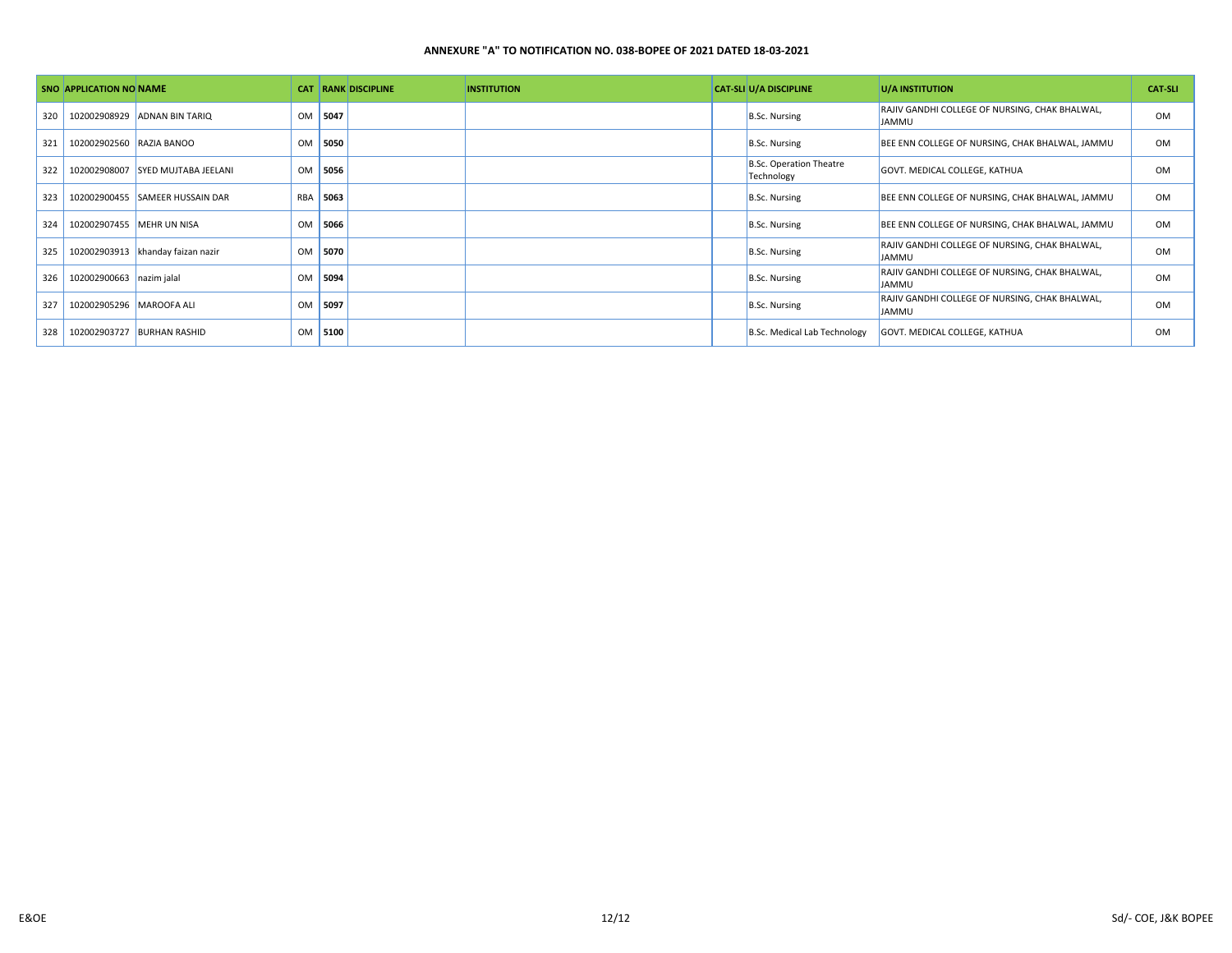**ANNEXURE "A" TO NOTIFICATION NO. 038-BOPEE OF 2021 DATED 18-03-2021**

| SNO | APPLICATION NO | NAME | CAT | RANK | DISCIPLINE | INSTITUTION | CAT-SLI | U/A DISCIPLINE | U/A INSTITUTION | CAT-SLI |
|---|---|---|---|---|---|---|---|---|---|---|
| 320 | 102002908929 | ADNAN BIN TARIQ | OM | 5047 | | | | B.Sc. Nursing | RAJIV GANDHI COLLEGE OF NURSING, CHAK BHALWAL, JAMMU | OM |
| 321 | 102002902560 | RAZIA BANOO | OM | 5050 | | | | B.Sc. Nursing | BEE ENN COLLEGE OF NURSING, CHAK BHALWAL, JAMMU | OM |
| 322 | 102002908007 | SYED MUJTABA JEELANI | OM | 5056 | | | | B.Sc. Operation Theatre Technology | GOVT. MEDICAL COLLEGE, KATHUA | OM |
| 323 | 102002900455 | SAMEER HUSSAIN DAR | RBA | 5063 | | | | B.Sc. Nursing | BEE ENN COLLEGE OF NURSING, CHAK BHALWAL, JAMMU | OM |
| 324 | 102002907455 | MEHR UN NISA | OM | 5066 | | | | B.Sc. Nursing | BEE ENN COLLEGE OF NURSING, CHAK BHALWAL, JAMMU | OM |
| 325 | 102002903913 | khanday faizan nazir | OM | 5070 | | | | B.Sc. Nursing | RAJIV GANDHI COLLEGE OF NURSING, CHAK BHALWAL, JAMMU | OM |
| 326 | 102002900663 | nazim jalal | OM | 5094 | | | | B.Sc. Nursing | RAJIV GANDHI COLLEGE OF NURSING, CHAK BHALWAL, JAMMU | OM |
| 327 | 102002905296 | MAROOFA ALI | OM | 5097 | | | | B.Sc. Nursing | RAJIV GANDHI COLLEGE OF NURSING, CHAK BHALWAL, JAMMU | OM |
| 328 | 102002903727 | BURHAN RASHID | OM | 5100 | | | | B.Sc. Medical Lab Technology | GOVT. MEDICAL COLLEGE, KATHUA | OM |

E&OE

Sd/- COE, J&K BOPEE